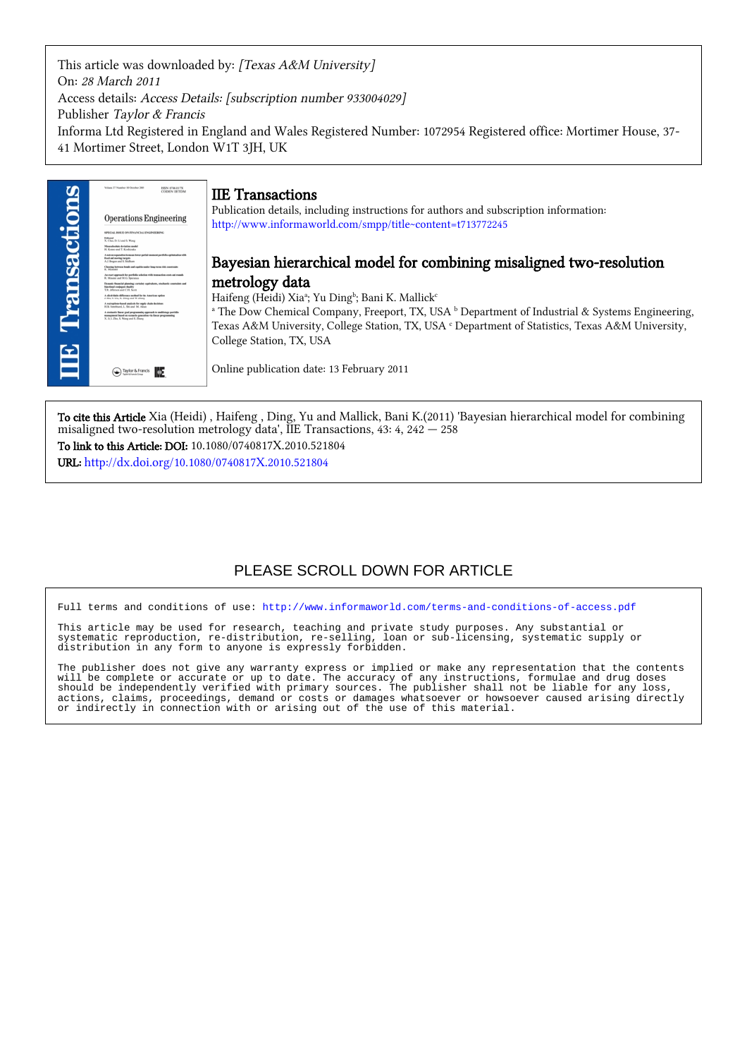This article was downloaded by: *[Texas A&M University]*
On: *28 March 2011*
Access details: *Access Details: [subscription number 933004029]*
Publisher *Taylor & Francis*
Informa Ltd Registered in England and Wales Registered Number: 1072954 Registered office: Mortimer House, 37-41 Mortimer Street, London W1T 3JH, UK

# IIE Transactions

Publication details, including instructions for authors and subscription information:
http://www.informaworld.com/smpp/title~content=t713772245

## Bayesian hierarchical model for combining misaligned two-resolution metrology data

Haifeng (Heidi) Xia[a]; Yu Ding[b]; Bani K. Mallick[c]

[a] The Dow Chemical Company, Freeport, TX, USA [b] Department of Industrial & Systems Engineering, Texas A&M University, College Station, TX, USA [c] Department of Statistics, Texas A&M University, College Station, TX, USA

Online publication date: 13 February 2011

**To cite this Article** Xia (Heidi) , Haifeng , Ding, Yu and Mallick, Bani K.(2011) 'Bayesian hierarchical model for combining misaligned two-resolution metrology data', IIE Transactions, 43: 4, 242 — 258

**To link to this Article: DOI:** 10.1080/0740817X.2010.521804

**URL:** http://dx.doi.org/10.1080/0740817X.2010.521804

PLEASE SCROLL DOWN FOR ARTICLE

Full terms and conditions of use: http://www.informaworld.com/terms-and-conditions-of-access.pdf

This article may be used for research, teaching and private study purposes. Any substantial or systematic reproduction, re-distribution, re-selling, loan or sub-licensing, systematic supply or distribution in any form to anyone is expressly forbidden.

The publisher does not give any warranty express or implied or make any representation that the contents will be complete or accurate or up to date. The accuracy of any instructions, formulae and drug doses should be independently verified with primary sources. The publisher shall not be liable for any loss, actions, claims, proceedings, demand or costs or damages whatsoever or howsoever caused arising directly or indirectly in connection with or arising out of the use of this material.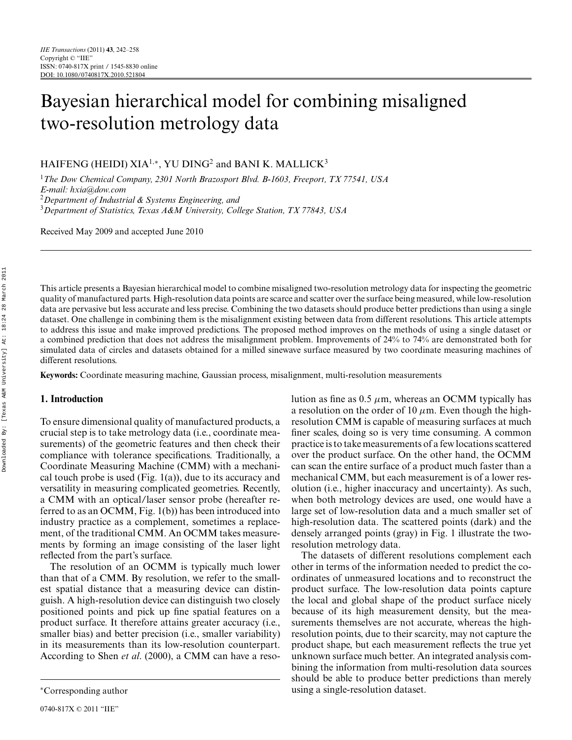# Bayesian hierarchical model for combining misaligned two-resolution metrology data

HAIFENG (HEIDI) XIA[1,*], YU DING[2] and BANI K. MALLICK[3]

[1] *The Dow Chemical Company, 2301 North Brazosport Blvd. B-1603, Freeport, TX 77541, USA*
*E-mail: hxia@dow.com*
[2] *Department of Industrial & Systems Engineering, and*
[3] *Department of Statistics, Texas A&M University, College Station, TX 77843, USA*

Received May 2009 and accepted June 2010

This article presents a Bayesian hierarchical model to combine misaligned two-resolution metrology data for inspecting the geometric quality of manufactured parts. High-resolution data points are scarce and scatter over the surface being measured, while low-resolution data are pervasive but less accurate and less precise. Combining the two datasets should produce better predictions than using a single dataset. One challenge in combining them is the misalignment existing between data from different resolutions. This article attempts to address this issue and make improved predictions. The proposed method improves on the methods of using a single dataset or a combined prediction that does not address the misalignment problem. Improvements of 24% to 74% are demonstrated both for simulated data of circles and datasets obtained for a milled sinewave surface measured by two coordinate measuring machines of different resolutions.

**Keywords:** Coordinate measuring machine, Gaussian process, misalignment, multi-resolution measurements

## 1. Introduction

To ensure dimensional quality of manufactured products, a crucial step is to take metrology data (i.e., coordinate measurements) of the geometric features and then check their compliance with tolerance specifications. Traditionally, a Coordinate Measuring Machine (CMM) with a mechanical touch probe is used (Fig. 1(a)), due to its accuracy and versatility in measuring complicated geometries. Recently, a CMM with an optical/laser sensor probe (hereafter referred to as an OCMM, Fig. 1(b)) has been introduced into industry practice as a complement, sometimes a replacement, of the traditional CMM. An OCMM takes measurements by forming an image consisting of the laser light reflected from the part's surface.

The resolution of an OCMM is typically much lower than that of a CMM. By resolution, we refer to the smallest spatial distance that a measuring device can distinguish. A high-resolution device can distinguish two closely positioned points and pick up fine spatial features on a product surface. It therefore attains greater accuracy (i.e., smaller bias) and better precision (i.e., smaller variability) in its measurements than its low-resolution counterpart. According to Shen *et al*. (2000), a CMM can have a resolution as fine as 0.5 $\mu$m, whereas an OCMM typically has a resolution on the order of 10 $\mu$m. Even though the high-resolution CMM is capable of measuring surfaces at much finer scales, doing so is very time consuming. A common practice is to take measurements of a few locations scattered over the product surface. On the other hand, the OCMM can scan the entire surface of a product much faster than a mechanical CMM, but each measurement is of a lower resolution (i.e., higher inaccuracy and uncertainty). As such, when both metrology devices are used, one would have a large set of low-resolution data and a much smaller set of high-resolution data. The scattered points (dark) and the densely arranged points (gray) in Fig. 1 illustrate the two-resolution metrology data.

The datasets of different resolutions complement each other in terms of the information needed to predict the coordinates of unmeasured locations and to reconstruct the product surface. The low-resolution data points capture the local and global shape of the product surface nicely because of its high measurement density, but the measurements themselves are not accurate, whereas the high-resolution points, due to their scarcity, may not capture the product shape, but each measurement reflects the true yet unknown surface much better. An integrated analysis combining the information from multi-resolution data sources should be able to produce better predictions than merely using a single-resolution dataset.

*Corresponding author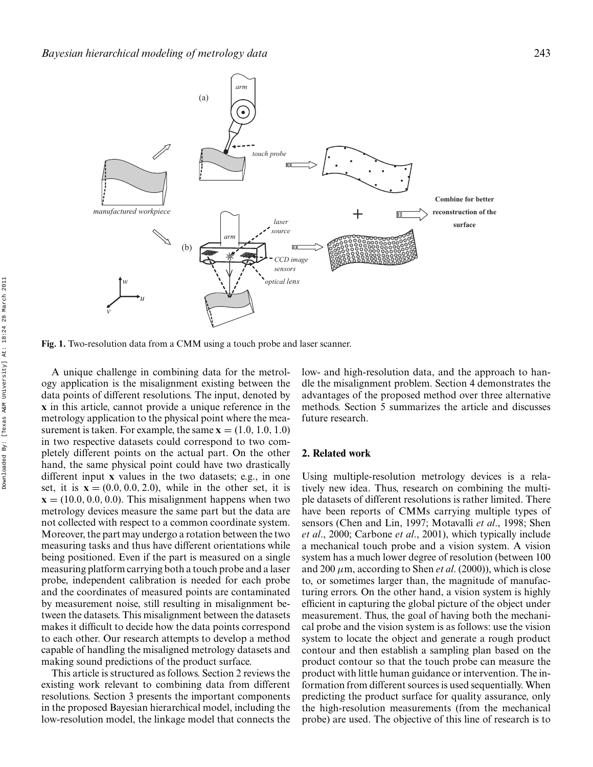Fig. 1. Two-resolution data from a CMM using a touch probe and laser scanner.

A unique challenge in combining data for the metrology application is the misalignment existing between the data points of different resolutions. The input, denoted by $\mathbf{x}$ in this article, cannot provide a unique reference in the metrology application to the physical point where the measurement is taken. For example, the same $\mathbf{x} = (1.0, 1.0, 1.0)$ in two respective datasets could correspond to two completely different points on the actual part. On the other hand, the same physical point could have two drastically different input $\mathbf{x}$ values in the two datasets; e.g., in one set, it is $\mathbf{x} = (0.0, 0.0, 2.0)$, while in the other set, it is $\mathbf{x} = (10.0, 0.0, 0.0)$. This misalignment happens when two metrology devices measure the same part but the data are not collected with respect to a common coordinate system. Moreover, the part may undergo a rotation between the two measuring tasks and thus have different orientations while being positioned. Even if the part is measured on a single measuring platform carrying both a touch probe and a laser probe, independent calibration is needed for each probe and the coordinates of measured points are contaminated by measurement noise, still resulting in misalignment between the datasets. This misalignment between the datasets makes it difficult to decide how the data points correspond to each other. Our research attempts to develop a method capable of handling the misaligned metrology datasets and making sound predictions of the product surface.

This article is structured as follows. Section 2 reviews the existing work relevant to combining data from different resolutions. Section 3 presents the important components in the proposed Bayesian hierarchical model, including the low-resolution model, the linkage model that connects the low- and high-resolution data, and the approach to handle the misalignment problem. Section 4 demonstrates the advantages of the proposed method over three alternative methods. Section 5 summarizes the article and discusses future research.

## 2. Related work

Using multiple-resolution metrology devices is a relatively new idea. Thus, research on combining the multiple datasets of different resolutions is rather limited. There have been reports of CMMs carrying multiple types of sensors (Chen and Lin, 1997; Motavalli *et al*., 1998; Shen *et al*., 2000; Carbone *et al*., 2001), which typically include a mechanical touch probe and a vision system. A vision system has a much lower degree of resolution (between 100 and 200 $\mu$m, according to Shen *et al*. (2000)), which is close to, or sometimes larger than, the magnitude of manufacturing errors. On the other hand, a vision system is highly efficient in capturing the global picture of the object under measurement. Thus, the goal of having both the mechanical probe and the vision system is as follows: use the vision system to locate the object and generate a rough product contour and then establish a sampling plan based on the product contour so that the touch probe can measure the product with little human guidance or intervention. The information from different sources is used sequentially. When predicting the product surface for quality assurance, only the high-resolution measurements (from the mechanical probe) are used. The objective of this line of research is to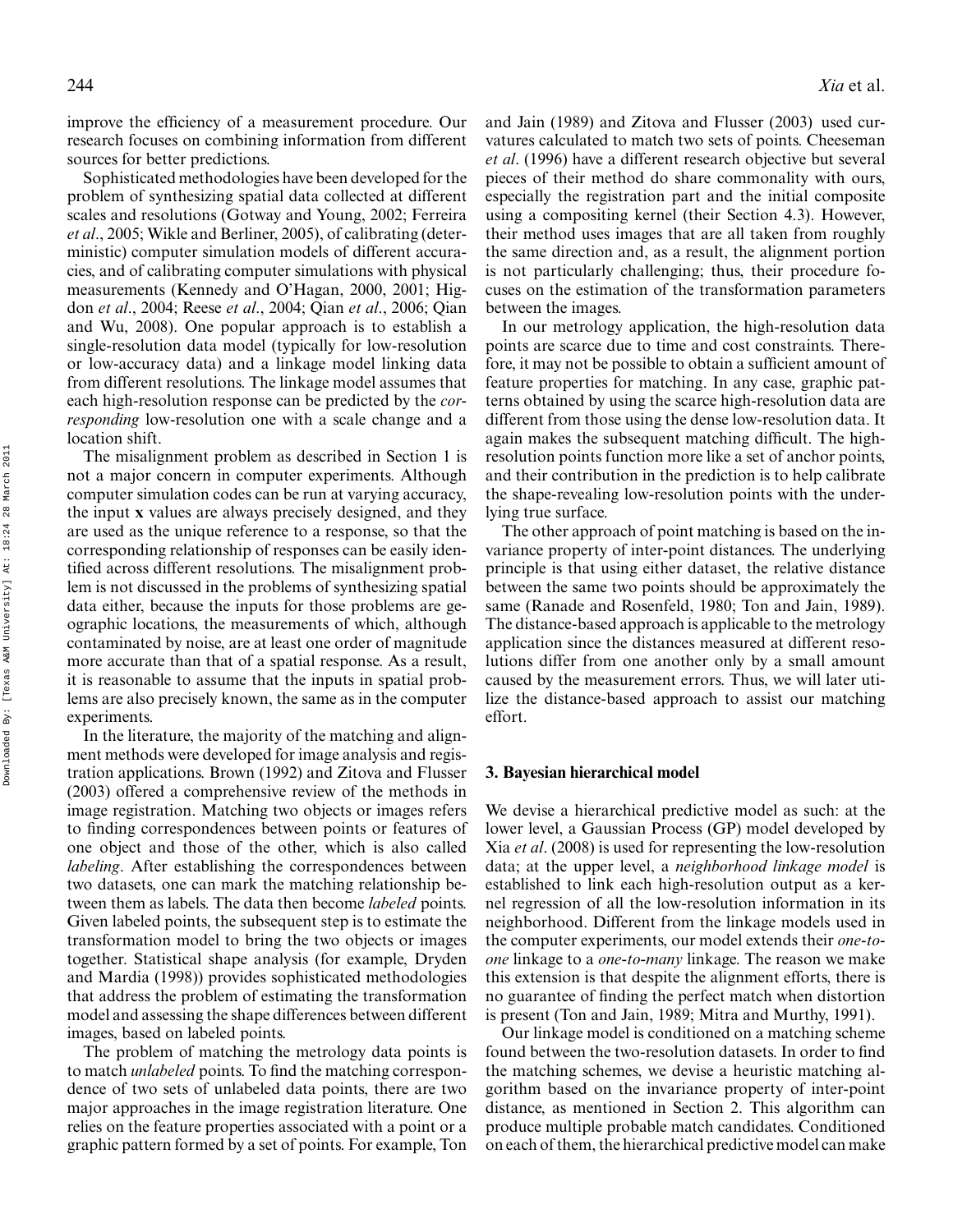improve the efficiency of a measurement procedure. Our research focuses on combining information from different sources for better predictions.

Sophisticated methodologies have been developed for the problem of synthesizing spatial data collected at different scales and resolutions (Gotway and Young, 2002; Ferreira *et al*., 2005; Wikle and Berliner, 2005), of calibrating (deterministic) computer simulation models of different accuracies, and of calibrating computer simulations with physical measurements (Kennedy and O'Hagan, 2000, 2001; Higdon *et al*., 2004; Reese *et al*., 2004; Qian *et al*., 2006; Qian and Wu, 2008). One popular approach is to establish a single-resolution data model (typically for low-resolution or low-accuracy data) and a linkage model linking data from different resolutions. The linkage model assumes that each high-resolution response can be predicted by the *corresponding* low-resolution one with a scale change and a location shift.

The misalignment problem as described in Section 1 is not a major concern in computer experiments. Although computer simulation codes can be run at varying accuracy, the input **x** values are always precisely designed, and they are used as the unique reference to a response, so that the corresponding relationship of responses can be easily identified across different resolutions. The misalignment problem is not discussed in the problems of synthesizing spatial data either, because the inputs for those problems are geographic locations, the measurements of which, although contaminated by noise, are at least one order of magnitude more accurate than that of a spatial response. As a result, it is reasonable to assume that the inputs in spatial problems are also precisely known, the same as in the computer experiments.

In the literature, the majority of the matching and alignment methods were developed for image analysis and registration applications. Brown (1992) and Zitova and Flusser (2003) offered a comprehensive review of the methods in image registration. Matching two objects or images refers to finding correspondences between points or features of one object and those of the other, which is also called *labeling*. After establishing the correspondences between two datasets, one can mark the matching relationship between them as labels. The data then become *labeled* points. Given labeled points, the subsequent step is to estimate the transformation model to bring the two objects or images together. Statistical shape analysis (for example, Dryden and Mardia (1998)) provides sophisticated methodologies that address the problem of estimating the transformation model and assessing the shape differences between different images, based on labeled points.

The problem of matching the metrology data points is to match *unlabeled* points. To find the matching correspondence of two sets of unlabeled data points, there are two major approaches in the image registration literature. One relies on the feature properties associated with a point or a graphic pattern formed by a set of points. For example, Ton and Jain (1989) and Zitova and Flusser (2003) used curvatures calculated to match two sets of points. Cheeseman *et al*. (1996) have a different research objective but several pieces of their method do share commonality with ours, especially the registration part and the initial composite using a compositing kernel (their Section 4.3). However, their method uses images that are all taken from roughly the same direction and, as a result, the alignment portion is not particularly challenging; thus, their procedure focuses on the estimation of the transformation parameters between the images.

In our metrology application, the high-resolution data points are scarce due to time and cost constraints. Therefore, it may not be possible to obtain a sufficient amount of feature properties for matching. In any case, graphic patterns obtained by using the scarce high-resolution data are different from those using the dense low-resolution data. It again makes the subsequent matching difficult. The high-resolution points function more like a set of anchor points, and their contribution in the prediction is to help calibrate the shape-revealing low-resolution points with the underlying true surface.

The other approach of point matching is based on the invariance property of inter-point distances. The underlying principle is that using either dataset, the relative distance between the same two points should be approximately the same (Ranade and Rosenfeld, 1980; Ton and Jain, 1989). The distance-based approach is applicable to the metrology application since the distances measured at different resolutions differ from one another only by a small amount caused by the measurement errors. Thus, we will later utilize the distance-based approach to assist our matching effort.

## 3. Bayesian hierarchical model

We devise a hierarchical predictive model as such: at the lower level, a Gaussian Process (GP) model developed by Xia *et al*. (2008) is used for representing the low-resolution data; at the upper level, a *neighborhood linkage model* is established to link each high-resolution output as a kernel regression of all the low-resolution information in its neighborhood. Different from the linkage models used in the computer experiments, our model extends their *one-to-one* linkage to a *one-to-many* linkage. The reason we make this extension is that despite the alignment efforts, there is no guarantee of finding the perfect match when distortion is present (Ton and Jain, 1989; Mitra and Murthy, 1991).

Our linkage model is conditioned on a matching scheme found between the two-resolution datasets. In order to find the matching schemes, we devise a heuristic matching algorithm based on the invariance property of inter-point distance, as mentioned in Section 2. This algorithm can produce multiple probable match candidates. Conditioned on each of them, the hierarchical predictive model can make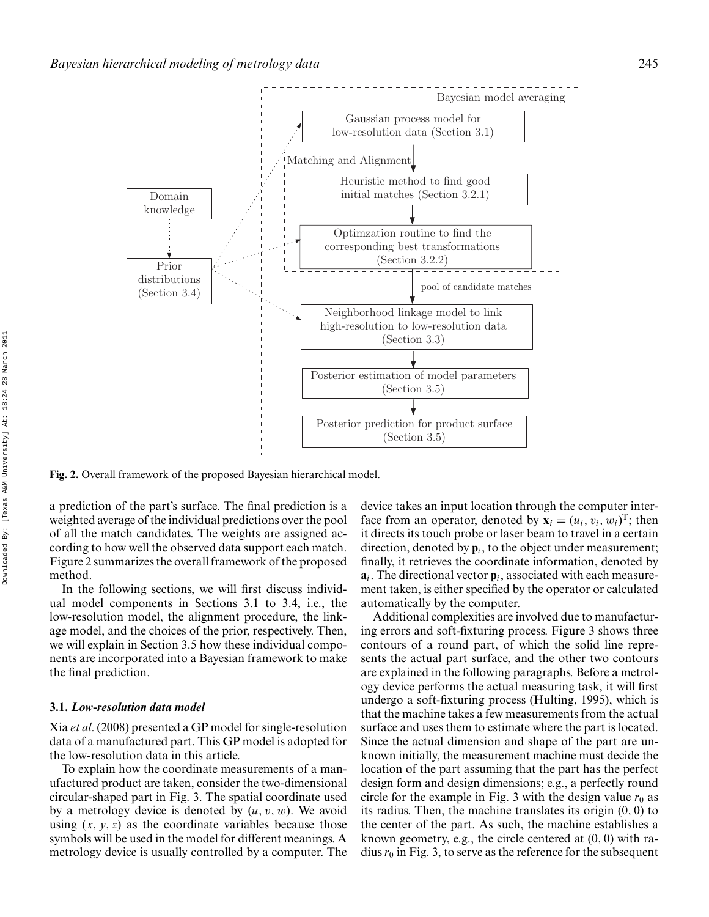Bayesian model averaging

Gaussian process model for low-resolution data (Section 3.1)

Matching and Alignment

Heuristic method to find good initial matches (Section 3.2.1)

Optimzation routine to find the corresponding best transformations (Section 3.2.2)

pool of candidate matches

Domain knowledge

Prior distributions (Section 3.4)

Neighborhood linkage model to link high-resolution to low-resolution data (Section 3.3)

Posterior estimation of model parameters (Section 3.5)

Posterior prediction for product surface (Section 3.5)

**Fig. 2.** Overall framework of the proposed Bayesian hierarchical model.

a prediction of the part's surface. The final prediction is a weighted average of the individual predictions over the pool of all the match candidates. The weights are assigned according to how well the observed data support each match. Figure 2 summarizes the overall framework of the proposed method.

In the following sections, we will first discuss individual model components in Sections 3.1 to 3.4, i.e., the low-resolution model, the alignment procedure, the linkage model, and the choices of the prior, respectively. Then, we will explain in Section 3.5 how these individual components are incorporated into a Bayesian framework to make the final prediction.

### 3.1. *Low-resolution data model*

Xia *et al*. (2008) presented a GP model for single-resolution data of a manufactured part. This GP model is adopted for the low-resolution data in this article.

To explain how the coordinate measurements of a manufactured product are taken, consider the two-dimensional circular-shaped part in Fig. 3. The spatial coordinate used by a metrology device is denoted by $(u, v, w)$. We avoid using $(x, y, z)$ as the coordinate variables because those symbols will be used in the model for different meanings. A metrology device is usually controlled by a computer. The device takes an input location through the computer interface from an operator, denoted by $\mathbf{x}_i = (u_i, v_i, w_i)^{\mathrm{T}}$; then it directs its touch probe or laser beam to travel in a certain direction, denoted by $\mathbf{p}_i$, to the object under measurement; finally, it retrieves the coordinate information, denoted by $\mathbf{a}_i$. The directional vector $\mathbf{p}_i$, associated with each measurement taken, is either specified by the operator or calculated automatically by the computer.

Additional complexities are involved due to manufacturing errors and soft-fixturing process. Figure 3 shows three contours of a round part, of which the solid line represents the actual part surface, and the other two contours are explained in the following paragraphs. Before a metrology device performs the actual measuring task, it will first undergo a soft-fixturing process (Hulting, 1995), which is that the machine takes a few measurements from the actual surface and uses them to estimate where the part is located. Since the actual dimension and shape of the part are unknown initially, the measurement machine must decide the location of the part assuming that the part has the perfect design form and design dimensions; e.g., a perfectly round circle for the example in Fig. 3 with the design value $r_0$ as its radius. Then, the machine translates its origin $(0, 0)$ to the center of the part. As such, the machine establishes a known geometry, e.g., the circle centered at $(0, 0)$ with radius $r_0$ in Fig. 3, to serve as the reference for the subsequent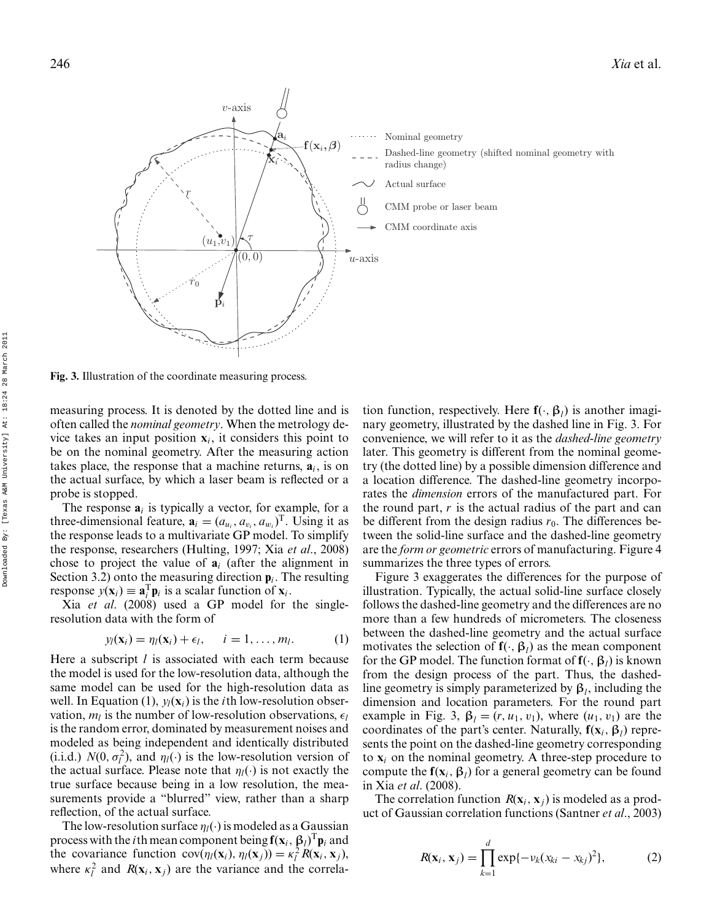Fig. 3. Illustration of the coordinate measuring process.

measuring process. It is denoted by the dotted line and is often called the *nominal geometry*. When the metrology device takes an input position $\mathbf{x}_i$, it considers this point to be on the nominal geometry. After the measuring action takes place, the response that a machine returns, $\mathbf{a}_i$, is on the actual surface, by which a laser beam is reflected or a probe is stopped.

The response $\mathbf{a}_i$ is typically a vector, for example, for a three-dimensional feature, $\mathbf{a}_i = (a_{u_i}, a_{v_i}, a_{w_i})^{\mathrm{T}}$. Using it as the response leads to a multivariate GP model. To simplify the response, researchers (Hulting, 1997; Xia *et al.*, 2008) chose to project the value of $\mathbf{a}_i$ (after the alignment in Section 3.2) onto the measuring direction $\mathbf{p}_i$. The resulting response $y(\mathbf{x}_i) \equiv \mathbf{a}_i^{\mathrm{T}}\mathbf{p}_i$ is a scalar function of $\mathbf{x}_i$.

Xia *et al*. (2008) used a GP model for the single-resolution data with the form of

$$y_l(\mathbf{x}_i) = \eta_l(\mathbf{x}_i) + \epsilon_l, \quad i = 1, \ldots, m_l. \tag{1}$$

Here a subscript $l$ is associated with each term because the model is used for the low-resolution data, although the same model can be used for the high-resolution data as well. In Equation (1), $y_l(\mathbf{x}_i)$ is the $i$th low-resolution observation, $m_l$ is the number of low-resolution observations, $\epsilon_l$ is the random error, dominated by measurement noises and modeled as being independent and identically distributed (i.i.d.) $N(0, \sigma_l^2)$, and $\eta_l(\cdot)$ is the low-resolution version of the actual surface. Please note that $\eta_l(\cdot)$ is not exactly the true surface because being in a low resolution, the measurements provide a "blurred" view, rather than a sharp reflection, of the actual surface.

The low-resolution surface $\eta_l(\cdot)$ is modeled as a Gaussian process with the $i$th mean component being $\mathbf{f}(\mathbf{x}_i, \boldsymbol{\beta}_l)^{\mathrm{T}}\mathbf{p}_i$ and the covariance function $\mathrm{cov}(\eta_l(\mathbf{x}_i), \eta_l(\mathbf{x}_j)) = \kappa_l^2 R(\mathbf{x}_i, \mathbf{x}_j)$, where $\kappa_l^2$ and $R(\mathbf{x}_i, \mathbf{x}_j)$ are the variance and the correlation function, respectively. Here $\mathbf{f}(\cdot, \boldsymbol{\beta}_l)$ is another imaginary geometry, illustrated by the dashed line in Fig. 3. For convenience, we will refer to it as the *dashed-line geometry* later. This geometry is different from the nominal geometry (the dotted line) by a possible dimension difference and a location difference. The dashed-line geometry incorporates the *dimension* errors of the manufactured part. For the round part, $r$ is the actual radius of the part and can be different from the design radius $r_0$. The differences between the solid-line surface and the dashed-line geometry are the *form or geometric* errors of manufacturing. Figure 4 summarizes the three types of errors.

Figure 3 exaggerates the differences for the purpose of illustration. Typically, the actual solid-line surface closely follows the dashed-line geometry and the differences are no more than a few hundreds of micrometers. The closeness between the dashed-line geometry and the actual surface motivates the selection of $\mathbf{f}(\cdot, \boldsymbol{\beta}_l)$ as the mean component for the GP model. The function format of $\mathbf{f}(\cdot, \boldsymbol{\beta}_l)$ is known from the design process of the part. Thus, the dashed-line geometry is simply parameterized by $\boldsymbol{\beta}_l$, including the dimension and location parameters. For the round part example in Fig. 3, $\boldsymbol{\beta}_l = (r, u_1, v_1)$, where $(u_1, v_1)$ are the coordinates of the part's center. Naturally, $\mathbf{f}(\mathbf{x}_i, \boldsymbol{\beta}_l)$ represents the point on the dashed-line geometry corresponding to $\mathbf{x}_i$ on the nominal geometry. A three-step procedure to compute the $\mathbf{f}(\mathbf{x}_i, \boldsymbol{\beta}_l)$ for a general geometry can be found in Xia *et al*. (2008).

The correlation function $R(\mathbf{x}_i, \mathbf{x}_j)$ is modeled as a product of Gaussian correlation functions (Santner *et al*., 2003)

$$R(\mathbf{x}_i, \mathbf{x}_j) = \prod_{k=1}^{d} \exp\{-\nu_k(x_{ki} - x_{kj})^2\}, \tag{2}$$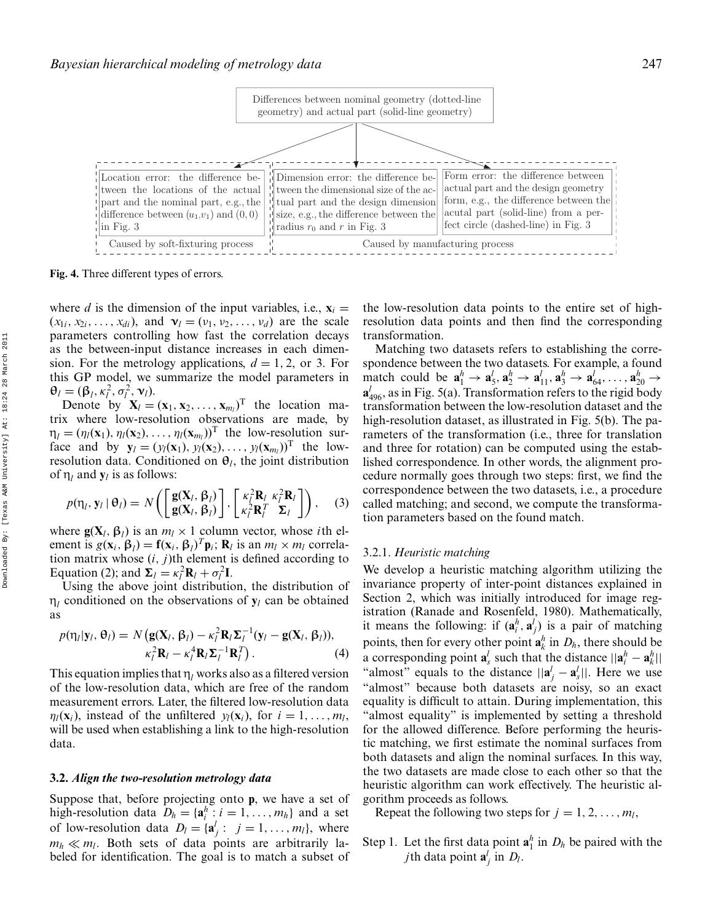Differences between nominal geometry (dotted-line geometry) and actual part (solid-line geometry)

| Location error: the difference between the locations of the actual part and the nominal part, e.g., the difference between $(u_1, v_1)$ and $(0, 0)$ in Fig. 3 | Dimension error: the difference between the dimensional size of the actual part and the design dimension size, e.g., the difference between the radius $r_0$ and $r$ in Fig. 3 | Form error: the difference between actual part and the design geometry form, e.g., the difference between the acutal part (solid-line) from a perfect circle (dashed-line) in Fig. 3 |
| --- | --- | --- |
| Caused by soft-fixturing process | Caused by manufacturing process | |

**Fig. 4.** Three different types of errors.

where $d$ is the dimension of the input variables, i.e., $\mathbf{x}_i = (x_{1i}, x_{2i}, \ldots, x_{di})$, and $\boldsymbol{\nu}_l = (\nu_1, \nu_2, \ldots, \nu_d)$ are the scale parameters controlling how fast the correlation decays as the between-input distance increases in each dimension. For the metrology applications, $d = 1, 2$, or $3$. For this GP model, we summarize the model parameters in $\boldsymbol{\theta}_l = (\boldsymbol{\beta}_l, \kappa_l^2, \sigma_l^2, \boldsymbol{\nu}_l)$.

Denote by $\mathbf{X}_l = (\mathbf{x}_1, \mathbf{x}_2, \ldots, \mathbf{x}_{m_l})^{\mathrm{T}}$ the location matrix where low-resolution observations are made, by $\boldsymbol{\eta}_l = (\eta_l(\mathbf{x}_1), \eta_l(\mathbf{x}_2), \ldots, \eta_l(\mathbf{x}_{m_l}))^{\mathrm{T}}$ the low-resolution surface and by $\mathbf{y}_l = (y_l(\mathbf{x}_1), y_l(\mathbf{x}_2), \ldots, y_l(\mathbf{x}_{m_l}))^{\mathrm{T}}$ the low-resolution data. Conditioned on $\boldsymbol{\theta}_l$, the joint distribution of $\boldsymbol{\eta}_l$ and $\mathbf{y}_l$ is as follows:

$$p(\boldsymbol{\eta}_l, \mathbf{y}_l \mid \boldsymbol{\theta}_l) = N\left( \begin{bmatrix} \mathbf{g}(\mathbf{X}_l, \boldsymbol{\beta}_l) \\ \mathbf{g}(\mathbf{X}_l, \boldsymbol{\beta}_l) \end{bmatrix}, \begin{bmatrix} \kappa_l^2 \mathbf{R}_l & \kappa_l^2 \mathbf{R}_l \\ \kappa_l^2 \mathbf{R}_l^T & \boldsymbol{\Sigma}_l \end{bmatrix} \right), \quad (3)$$

where $\mathbf{g}(\mathbf{X}_l, \boldsymbol{\beta}_l)$ is an $m_l \times 1$ column vector, whose $i$th element is $g(\mathbf{x}_i, \boldsymbol{\beta}_l) = \mathbf{f}(\mathbf{x}_i, \boldsymbol{\beta}_l)^T \mathbf{p}_i$; $\mathbf{R}_l$ is an $m_l \times m_l$ correlation matrix whose $(i, j)$th element is defined according to Equation (2); and $\boldsymbol{\Sigma}_l = \kappa_l^2 \mathbf{R}_l + \sigma_l^2 \mathbf{I}$.

Using the above joint distribution, the distribution of $\boldsymbol{\eta}_l$ conditioned on the observations of $\mathbf{y}_l$ can be obtained as

$$p(\boldsymbol{\eta}_l | \mathbf{y}_l, \boldsymbol{\theta}_l) = N\big(\mathbf{g}(\mathbf{X}_l, \boldsymbol{\beta}_l) - \kappa_l^2 \mathbf{R}_l \boldsymbol{\Sigma}_l^{-1}(\mathbf{y}_l - \mathbf{g}(\mathbf{X}_l, \boldsymbol{\beta}_l)), \\ \kappa_l^2 \mathbf{R}_l - \kappa_l^4 \mathbf{R}_l \boldsymbol{\Sigma}_l^{-1} \mathbf{R}_l^T\big). \quad (4)$$

This equation implies that $\boldsymbol{\eta}_l$ works also as a filtered version of the low-resolution data, which are free of the random measurement errors. Later, the filtered low-resolution data $\eta_l(\mathbf{x}_i)$, instead of the unfiltered $y_l(\mathbf{x}_i)$, for $i = 1, \ldots, m_l$, will be used when establishing a link to the high-resolution data.

### 3.2. *Align the two-resolution metrology data*

Suppose that, before projecting onto $\mathbf{p}$, we have a set of high-resolution data $D_h = \{\mathbf{a}_i^h : i = 1, \ldots, m_h\}$ and a set of low-resolution data $D_l = \{\mathbf{a}_j^l : j = 1, \ldots, m_l\}$, where $m_h \ll m_l$. Both sets of data points are arbitrarily labeled for identification. The goal is to match a subset of the low-resolution data points to the entire set of high-resolution data points and then find the corresponding transformation.

Matching two datasets refers to establishing the correspondence between the two datasets. For example, a found match could be $\mathbf{a}_1^h \to \mathbf{a}_5^l, \mathbf{a}_2^h \to \mathbf{a}_{11}^l, \mathbf{a}_3^h \to \mathbf{a}_{64}^l, \ldots, \mathbf{a}_{20}^h \to \mathbf{a}_{496}^l$, as in Fig. 5(a). Transformation refers to the rigid body transformation between the low-resolution dataset and the high-resolution dataset, as illustrated in Fig. 5(b). The parameters of the transformation (i.e., three for translation and three for rotation) can be computed using the established correspondence. In other words, the alignment procedure normally goes through two steps: first, we find the correspondence between the two datasets, i.e., a procedure called matching; and second, we compute the transformation parameters based on the found match.

#### 3.2.1. *Heuristic matching*

We develop a heuristic matching algorithm utilizing the invariance property of inter-point distances explained in Section 2, which was initially introduced for image registration (Ranade and Rosenfeld, 1980). Mathematically, it means the following: if $(\mathbf{a}_i^h, \mathbf{a}_j^l)$ is a pair of matching points, then for every other point $\mathbf{a}_k^h$ in $D_h$, there should be a corresponding point $\mathbf{a}_s^l$ such that the distance $||\mathbf{a}_i^h - \mathbf{a}_k^h||$ "almost" equals to the distance $||\mathbf{a}_j^l - \mathbf{a}_s^l||$. Here we use "almost" because both datasets are noisy, so an exact equality is difficult to attain. During implementation, this "almost equality" is implemented by setting a threshold for the allowed difference. Before performing the heuristic matching, we first estimate the nominal surfaces from both datasets and align the nominal surfaces. In this way, the two datasets are made close to each other so that the heuristic algorithm can work effectively. The heuristic algorithm proceeds as follows.

Repeat the following two steps for $j = 1, 2, \ldots, m_l$,

Step 1. Let the first data point $\mathbf{a}_1^h$ in $D_h$ be paired with the $j$th data point $\mathbf{a}_j^l$ in $D_l$.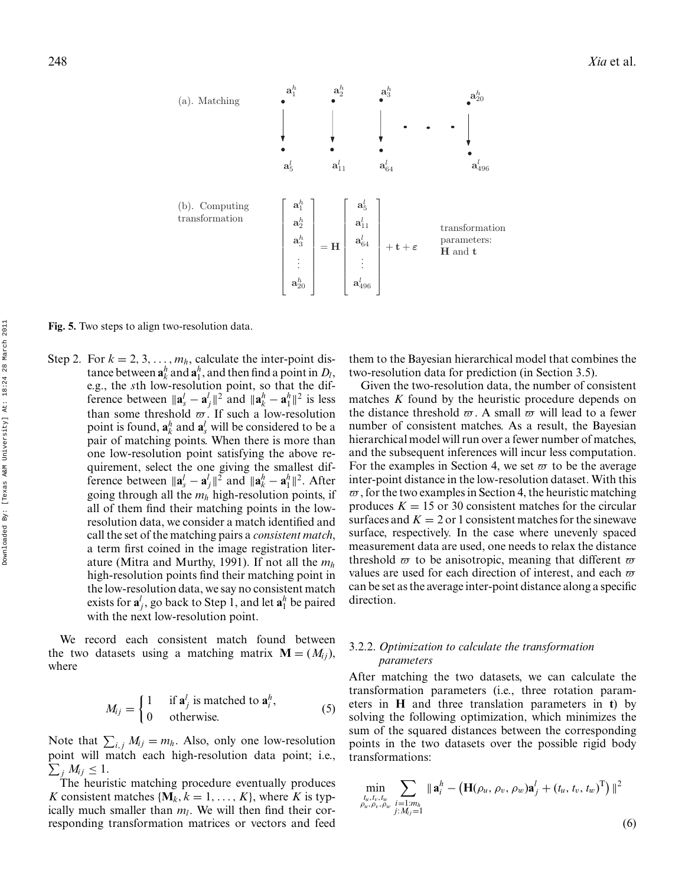(a). Matching

$$\mathbf{a}_1^h \rightarrow \mathbf{a}_5^l, \quad \mathbf{a}_2^h \rightarrow \mathbf{a}_{11}^l, \quad \mathbf{a}_3^h \rightarrow \mathbf{a}_{64}^l, \quad \cdots, \quad \mathbf{a}_{20}^h \rightarrow \mathbf{a}_{496}^l$$

(b). Computing transformation

$$\begin{bmatrix} \mathbf{a}_1^h \\ \mathbf{a}_2^h \\ \mathbf{a}_3^h \\ \vdots \\ \mathbf{a}_{20}^h \end{bmatrix} = \mathbf{H} \begin{bmatrix} \mathbf{a}_5^l \\ \mathbf{a}_{11}^l \\ \mathbf{a}_{64}^l \\ \vdots \\ \mathbf{a}_{496}^l \end{bmatrix} + \mathbf{t} + \varepsilon$$

transformation parameters: $\mathbf{H}$ and $\mathbf{t}$

**Fig. 5.** Two steps to align two-resolution data.

Step 2. For $k = 2, 3, \ldots, m_h$, calculate the inter-point distance between $\mathbf{a}_k^h$ and $\mathbf{a}_1^h$, and then find a point in $D_l$, e.g., the $s$th low-resolution point, so that the difference between $\|\mathbf{a}_s^l - \mathbf{a}_j^l\|^2$ and $\|\mathbf{a}_k^h - \mathbf{a}_1^h\|^2$ is less than some threshold $\varpi$. If such a low-resolution point is found, $\mathbf{a}_k^h$ and $\mathbf{a}_s^l$ will be considered to be a pair of matching points. When there is more than one low-resolution point satisfying the above requirement, select the one giving the smallest difference between $\|\mathbf{a}_s^l - \mathbf{a}_j^l\|^2$ and $\|\mathbf{a}_k^h - \mathbf{a}_1^h\|^2$. After going through all the $m_h$ high-resolution points, if all of them find their matching points in the low-resolution data, we consider a match identified and call the set of the matching pairs a *consistent match*, a term first coined in the image registration literature (Mitra and Murthy, 1991). If not all the $m_h$ high-resolution points find their matching point in the low-resolution data, we say no consistent match exists for $\mathbf{a}_j^l$, go back to Step 1, and let $\mathbf{a}_1^h$ be paired with the next low-resolution point.

We record each consistent match found between the two datasets using a matching matrix $\mathbf{M} = (M_{ij})$, where

$$M_{ij} = \begin{cases} 1 & \text{if } \mathbf{a}_j^l \text{ is matched to } \mathbf{a}_i^h, \\ 0 & \text{otherwise.} \end{cases} \tag{5}$$

Note that $\sum_{i,j} M_{ij} = m_h$. Also, only one low-resolution point will match each high-resolution data point; i.e., $\sum_j M_{ij} \leq 1$.

The heuristic matching procedure eventually produces $K$ consistent matches $\{\mathbf{M}_k, k = 1, \ldots, K\}$, where $K$ is typically much smaller than $m_l$. We will then find their corresponding transformation matrices or vectors and feed them to the Bayesian hierarchical model that combines the two-resolution data for prediction (in Section 3.5).

Given the two-resolution data, the number of consistent matches $K$ found by the heuristic procedure depends on the distance threshold $\varpi$. A small $\varpi$ will lead to a fewer number of consistent matches. As a result, the Bayesian hierarchical model will run over a fewer number of matches, and the subsequent inferences will incur less computation. For the examples in Section 4, we set $\varpi$ to be the average inter-point distance in the low-resolution dataset. With this $\varpi$, for the two examples in Section 4, the heuristic matching produces $K = 15$ or 30 consistent matches for the circular surfaces and $K = 2$ or 1 consistent matches for the sinewave surface, respectively. In the case where unevenly spaced measurement data are used, one needs to relax the distance threshold $\varpi$ to be anisotropic, meaning that different $\varpi$ values are used for each direction of interest, and each $\varpi$ can be set as the average inter-point distance along a specific direction.

### 3.2.2. *Optimization to calculate the transformation parameters*

After matching the two datasets, we can calculate the transformation parameters (i.e., three rotation parameters in $\mathbf{H}$ and three translation parameters in $\mathbf{t}$) by solving the following optimization, which minimizes the sum of the squared distances between the corresponding points in the two datasets over the possible rigid body transformations:

$$\min_{\substack{t_u, t_v, t_w \\ \rho_u, \rho_v, \rho_w}} \sum_{\substack{i=1:m_h \\ j: M_{ij}=1}} \| \mathbf{a}_i^h - \left(\mathbf{H}(\rho_u, \rho_v, \rho_w)\mathbf{a}_j^l + (t_u, t_v, t_w)^{\mathrm{T}}\right) \|^2 \tag{6}$$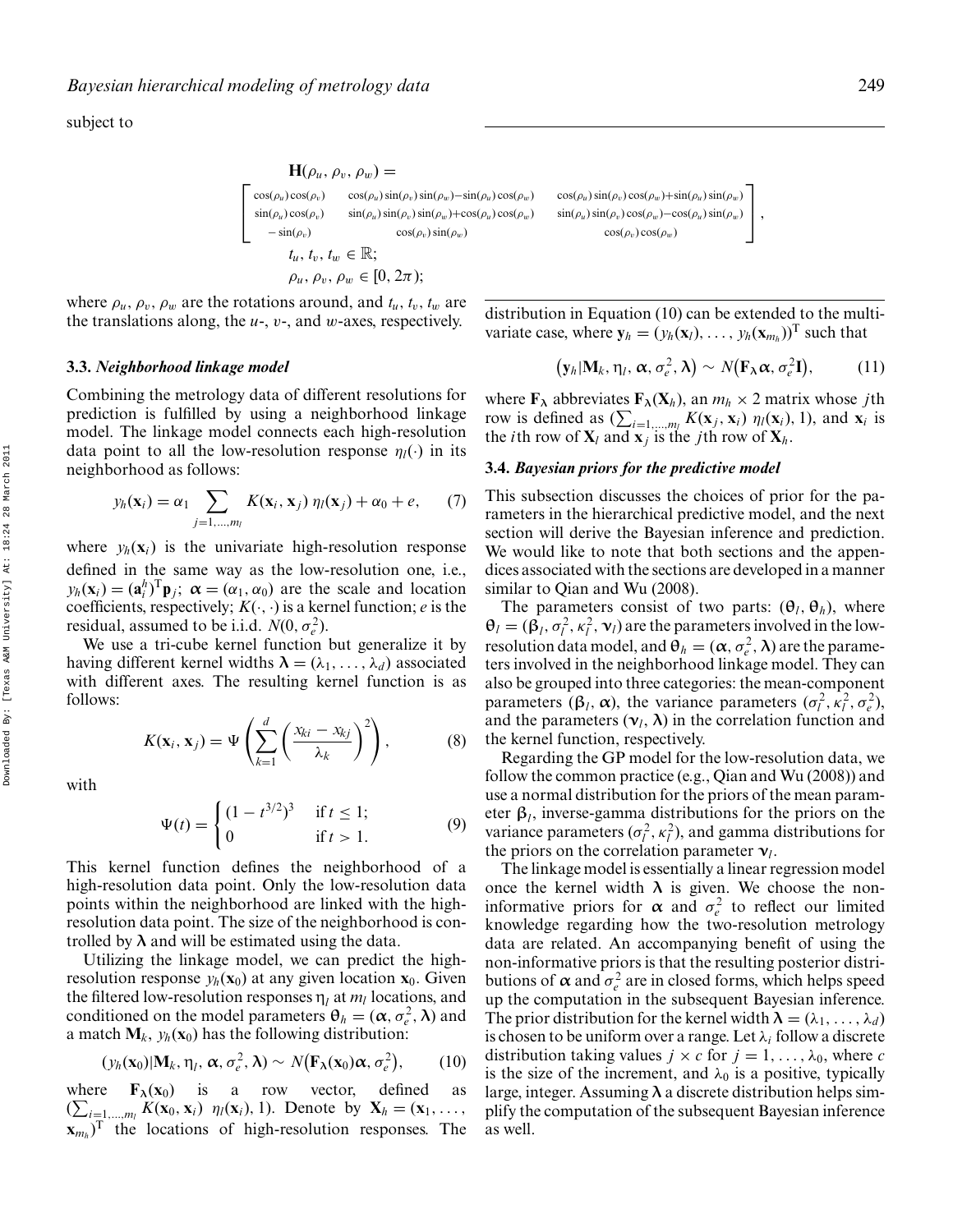subject to

$$\mathbf{H}(\rho_u, \rho_v, \rho_w) = \begin{bmatrix} \cos(\rho_u)\cos(\rho_v) & \cos(\rho_u)\sin(\rho_v)\sin(\rho_w) - \sin(\rho_u)\cos(\rho_w) & \cos(\rho_u)\sin(\rho_v)\cos(\rho_w) + \sin(\rho_u)\sin(\rho_w) \\ \sin(\rho_u)\cos(\rho_v) & \sin(\rho_u)\sin(\rho_v)\sin(\rho_w) + \cos(\rho_u)\cos(\rho_w) & \sin(\rho_u)\sin(\rho_v)\cos(\rho_w) - \cos(\rho_u)\sin(\rho_w) \\ -\sin(\rho_v) & \cos(\rho_v)\sin(\rho_w) & \cos(\rho_v)\cos(\rho_w) \end{bmatrix},$$

$$t_u, t_v, t_w \in \mathbb{R};$$

$$\rho_u, \rho_v, \rho_w \in [0, 2\pi);$$

where $\rho_u$, $\rho_v$, $\rho_w$ are the rotations around, and $t_u$, $t_v$, $t_w$ are the translations along, the $u$-, $v$-, and $w$-axes, respectively.

### 3.3. *Neighborhood linkage model*

Combining the metrology data of different resolutions for prediction is fulfilled by using a neighborhood linkage model. The linkage model connects each high-resolution data point to all the low-resolution response $\eta_l(\cdot)$ in its neighborhood as follows:

$$y_h(\mathbf{x}_i) = \alpha_1 \sum_{j=1,\ldots,m_l} K(\mathbf{x}_i, \mathbf{x}_j)\, \eta_l(\mathbf{x}_j) + \alpha_0 + e, \qquad (7)$$

where $y_h(\mathbf{x}_i)$ is the univariate high-resolution response defined in the same way as the low-resolution one, i.e., $y_h(\mathbf{x}_i) = (\mathbf{a}_i^h)^{\mathrm{T}}\mathbf{p}_j$; $\boldsymbol{\alpha} = (\alpha_1, \alpha_0)$ are the scale and location coefficients, respectively; $K(\cdot, \cdot)$ is a kernel function; $e$ is the residual, assumed to be i.i.d. $N(0, \sigma_e^2)$.

We use a tri-cube kernel function but generalize it by having different kernel widths $\boldsymbol{\lambda} = (\lambda_1, \ldots, \lambda_d)$ associated with different axes. The resulting kernel function is as follows:

$$K(\mathbf{x}_i, \mathbf{x}_j) = \Psi\left(\sum_{k=1}^{d}\left(\frac{x_{ki} - x_{kj}}{\lambda_k}\right)^2\right), \qquad (8)$$

with

$$\Psi(t) = \begin{cases} (1 - t^{3/2})^3 & \text{if } t \le 1; \\ 0 & \text{if } t > 1. \end{cases} \qquad (9)$$

This kernel function defines the neighborhood of a high-resolution data point. Only the low-resolution data points within the neighborhood are linked with the high-resolution data point. The size of the neighborhood is controlled by $\boldsymbol{\lambda}$ and will be estimated using the data.

Utilizing the linkage model, we can predict the high-resolution response $y_h(\mathbf{x}_0)$ at any given location $\mathbf{x}_0$. Given the filtered low-resolution responses $\boldsymbol{\eta}_l$ at $m_l$ locations, and conditioned on the model parameters $\boldsymbol{\theta}_h = (\boldsymbol{\alpha}, \sigma_e^2, \boldsymbol{\lambda})$ and a match $\mathbf{M}_k$, $y_h(\mathbf{x}_0)$ has the following distribution:

$$(y_h(\mathbf{x}_0)|\mathbf{M}_k, \boldsymbol{\eta}_l, \boldsymbol{\alpha}, \sigma_e^2, \boldsymbol{\lambda}) \sim N\big(\mathbf{F}_{\boldsymbol{\lambda}}(\mathbf{x}_0)\boldsymbol{\alpha}, \sigma_e^2\big), \qquad (10)$$

where $\mathbf{F}_{\boldsymbol{\lambda}}(\mathbf{x}_0)$ is a row vector, defined as $(\sum_{i=1,\ldots,m_l} K(\mathbf{x}_0, \mathbf{x}_i)\ \eta_l(\mathbf{x}_i), 1)$. Denote by $\mathbf{X}_h = (\mathbf{x}_1, \ldots, \mathbf{x}_{m_h})^{\mathrm{T}}$ the locations of high-resolution responses. The distribution in Equation (10) can be extended to the multivariate case, where $\mathbf{y}_h = (y_h(\mathbf{x}_l), \ldots, y_h(\mathbf{x}_{m_h}))^{\mathrm{T}}$ such that

$$\big(\mathbf{y}_h|\mathbf{M}_k, \boldsymbol{\eta}_l, \boldsymbol{\alpha}, \sigma_e^2, \boldsymbol{\lambda}\big) \sim N\big(\mathbf{F}_{\boldsymbol{\lambda}}\boldsymbol{\alpha}, \sigma_e^2\mathbf{I}\big), \qquad (11)$$

where $\mathbf{F}_{\boldsymbol{\lambda}}$ abbreviates $\mathbf{F}_{\boldsymbol{\lambda}}(\mathbf{X}_h)$, an $m_h \times 2$ matrix whose $j$th row is defined as $(\sum_{i=1,\ldots,m_l} K(\mathbf{x}_j, \mathbf{x}_i)\ \eta_l(\mathbf{x}_i), 1)$, and $\mathbf{x}_i$ is the $i$th row of $\mathbf{X}_l$ and $\mathbf{x}_j$ is the $j$th row of $\mathbf{X}_h$.

### 3.4. *Bayesian priors for the predictive model*

This subsection discusses the choices of prior for the parameters in the hierarchical predictive model, and the next section will derive the Bayesian inference and prediction. We would like to note that both sections and the appendices associated with the sections are developed in a manner similar to Qian and Wu (2008).

The parameters consist of two parts: $(\boldsymbol{\theta}_l, \boldsymbol{\theta}_h)$, where $\boldsymbol{\theta}_l = (\boldsymbol{\beta}_l, \sigma_l^2, \kappa_l^2, \mathbf{v}_l)$ are the parameters involved in the low-resolution data model, and $\boldsymbol{\theta}_h = (\boldsymbol{\alpha}, \sigma_e^2, \boldsymbol{\lambda})$ are the parameters involved in the neighborhood linkage model. They can also be grouped into three categories: the mean-component parameters $(\boldsymbol{\beta}_l, \boldsymbol{\alpha})$, the variance parameters $(\sigma_l^2, \kappa_l^2, \sigma_e^2)$, and the parameters $(\mathbf{v}_l, \boldsymbol{\lambda})$ in the correlation function and the kernel function, respectively.

Regarding the GP model for the low-resolution data, we follow the common practice (e.g., Qian and Wu (2008)) and use a normal distribution for the priors of the mean parameter $\boldsymbol{\beta}_l$, inverse-gamma distributions for the priors on the variance parameters $(\sigma_l^2, \kappa_l^2)$, and gamma distributions for the priors on the correlation parameter $\mathbf{v}_l$.

The linkage model is essentially a linear regression model once the kernel width $\boldsymbol{\lambda}$ is given. We choose the non-informative priors for $\boldsymbol{\alpha}$ and $\sigma_e^2$ to reflect our limited knowledge regarding how the two-resolution metrology data are related. An accompanying benefit of using the non-informative priors is that the resulting posterior distributions of $\boldsymbol{\alpha}$ and $\sigma_e^2$ are in closed forms, which helps speed up the computation in the subsequent Bayesian inference. The prior distribution for the kernel width $\boldsymbol{\lambda} = (\lambda_1, \ldots, \lambda_d)$ is chosen to be uniform over a range. Let $\lambda_i$ follow a discrete distribution taking values $j \times c$ for $j = 1, \ldots, \lambda_0$, where $c$ is the size of the increment, and $\lambda_0$ is a positive, typically large, integer. Assuming $\boldsymbol{\lambda}$ a discrete distribution helps simplify the computation of the subsequent Bayesian inference as well.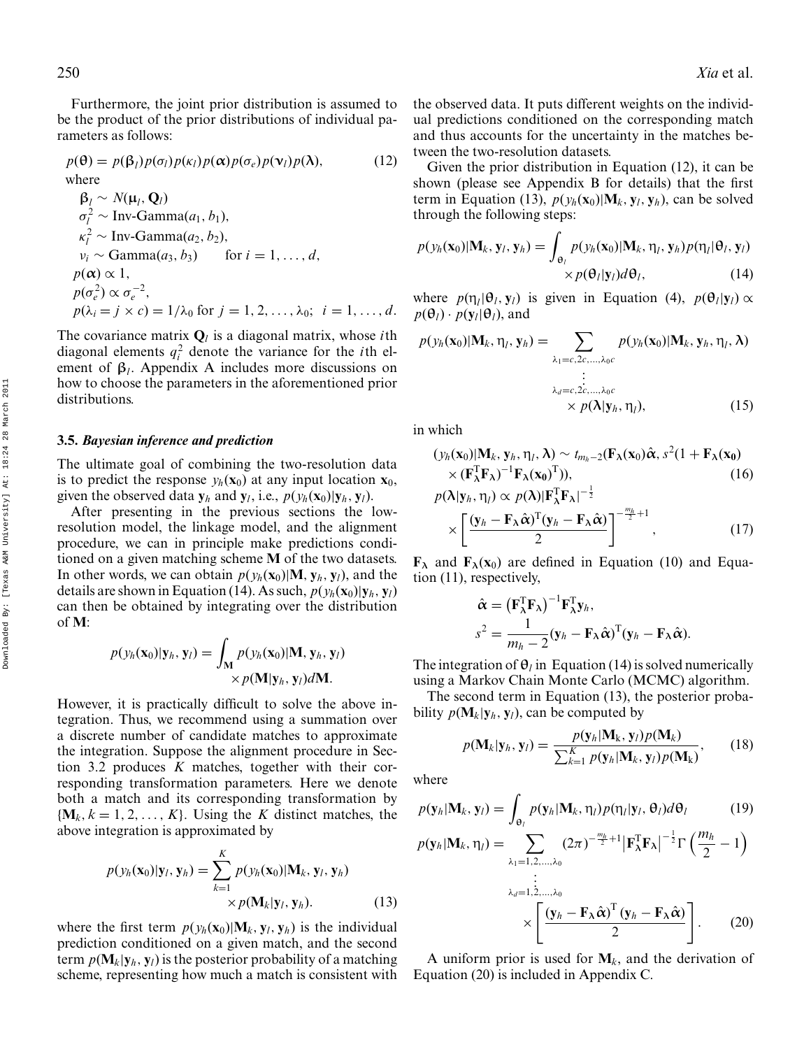Furthermore, the joint prior distribution is assumed to be the product of the prior distributions of individual parameters as follows:

$$p(\boldsymbol{\theta}) = p(\boldsymbol{\beta}_l)p(\sigma_l)p(\kappa_l)p(\boldsymbol{\alpha})p(\sigma_e)p(\boldsymbol{\nu}_l)p(\boldsymbol{\lambda}), \tag{12}$$

where

$$\begin{aligned}
&\boldsymbol{\beta}_l \sim N(\boldsymbol{\mu}_l, \mathbf{Q}_l)\\
&\sigma_l^2 \sim \text{Inv-Gamma}(a_1, b_1),\\
&\kappa_l^2 \sim \text{Inv-Gamma}(a_2, b_2),\\
&\nu_i \sim \text{Gamma}(a_3, b_3) \qquad \text{for } i = 1, \ldots, d,\\
&p(\boldsymbol{\alpha}) \propto 1,\\
&p(\sigma_e^2) \propto \sigma_e^{-2},\\
&p(\lambda_i = j \times c) = 1/\lambda_0 \text{ for } j = 1, 2, \ldots, \lambda_0;\;\; i = 1, \ldots, d.
\end{aligned}$$

The covariance matrix $\mathbf{Q}_l$ is a diagonal matrix, whose $i$th diagonal elements $q_i^2$ denote the variance for the $i$th element of $\boldsymbol{\beta}_l$. Appendix A includes more discussions on how to choose the parameters in the aforementioned prior distributions.

### 3.5. *Bayesian inference and prediction*

The ultimate goal of combining the two-resolution data is to predict the response $y_h(\mathbf{x}_0)$ at any input location $\mathbf{x}_0$, given the observed data $\mathbf{y}_h$ and $\mathbf{y}_l$, i.e., $p(y_h(\mathbf{x}_0)|\mathbf{y}_h, \mathbf{y}_l)$.

After presenting in the previous sections the low-resolution model, the linkage model, and the alignment procedure, we can in principle make predictions conditioned on a given matching scheme $\mathbf{M}$ of the two datasets. In other words, we can obtain $p(y_h(\mathbf{x}_0)|\mathbf{M}, \mathbf{y}_h, \mathbf{y}_l)$, and the details are shown in Equation (14). As such, $p(y_h(\mathbf{x}_0)|\mathbf{y}_h, \mathbf{y}_l)$ can then be obtained by integrating over the distribution of $\mathbf{M}$:

$$p(y_h(\mathbf{x}_0)|\mathbf{y}_h, \mathbf{y}_l) = \int_{\mathbf{M}} p(y_h(\mathbf{x}_0)|\mathbf{M}, \mathbf{y}_h, \mathbf{y}_l) \times p(\mathbf{M}|\mathbf{y}_h, \mathbf{y}_l)d\mathbf{M}.$$

However, it is practically difficult to solve the above integration. Thus, we recommend using a summation over a discrete number of candidate matches to approximate the integration. Suppose the alignment procedure in Section 3.2 produces $K$ matches, together with their corresponding transformation parameters. Here we denote both a match and its corresponding transformation by $\{\mathbf{M}_k, k = 1, 2, \ldots, K\}$. Using the $K$ distinct matches, the above integration is approximated by

$$p(y_h(\mathbf{x}_0)|\mathbf{y}_l, \mathbf{y}_h) = \sum_{k=1}^{K} p(y_h(\mathbf{x}_0)|\mathbf{M}_k, \mathbf{y}_l, \mathbf{y}_h) \times p(\mathbf{M}_k|\mathbf{y}_l, \mathbf{y}_h). \tag{13}$$

where the first term $p(y_h(\mathbf{x}_0)|\mathbf{M}_k, \mathbf{y}_l, \mathbf{y}_h)$ is the individual prediction conditioned on a given match, and the second term $p(\mathbf{M}_k|\mathbf{y}_h, \mathbf{y}_l)$ is the posterior probability of a matching scheme, representing how much a match is consistent with the observed data. It puts different weights on the individual predictions conditioned on the corresponding match and thus accounts for the uncertainty in the matches between the two-resolution datasets.

Given the prior distribution in Equation (12), it can be shown (please see Appendix B for details) that the first term in Equation (13), $p(y_h(\mathbf{x}_0)|\mathbf{M}_k, \mathbf{y}_l, \mathbf{y}_h)$, can be solved through the following steps:

$$p(y_h(\mathbf{x}_0)|\mathbf{M}_k, \mathbf{y}_l, \mathbf{y}_h) = \int_{\boldsymbol{\theta}_l} p(y_h(\mathbf{x}_0)|\mathbf{M}_k, \boldsymbol{\eta}_l, \mathbf{y}_h)p(\boldsymbol{\eta}_l|\boldsymbol{\theta}_l, \mathbf{y}_l) \times p(\boldsymbol{\theta}_l|\mathbf{y}_l)d\boldsymbol{\theta}_l, \tag{14}$$

where $p(\boldsymbol{\eta}_l|\boldsymbol{\theta}_l, \mathbf{y}_l)$ is given in Equation (4), $p(\boldsymbol{\theta}_l|\mathbf{y}_l) \propto p(\boldsymbol{\theta}_l) \cdot p(\mathbf{y}_l|\boldsymbol{\theta}_l)$, and

$$p(y_h(\mathbf{x}_0)|\mathbf{M}_k, \boldsymbol{\eta}_l, \mathbf{y}_h) = \sum_{\substack{\lambda_1 = c, 2c, \ldots, \lambda_0 c\\ \vdots \\ \lambda_d = c, 2c, \ldots, \lambda_0 c}} p(y_h(\mathbf{x}_0)|\mathbf{M}_k, \mathbf{y}_h, \boldsymbol{\eta}_l, \boldsymbol{\lambda}) \times p(\boldsymbol{\lambda}|\mathbf{y}_h, \boldsymbol{\eta}_l), \tag{15}$$

in which

$$(y_h(\mathbf{x}_0)|\mathbf{M}_k, \mathbf{y}_h, \boldsymbol{\eta}_l, \boldsymbol{\lambda}) \sim t_{m_h-2}(\mathbf{F}_{\boldsymbol{\lambda}}(\mathbf{x}_0)\hat{\boldsymbol{\alpha}}, s^2(1 + \mathbf{F}_{\boldsymbol{\lambda}}(\mathbf{x_0}) \times (\mathbf{F}_{\boldsymbol{\lambda}}^{\mathrm{T}}\mathbf{F}_{\boldsymbol{\lambda}})^{-1}\mathbf{F}_{\boldsymbol{\lambda}}(\mathbf{x_0})^{\mathrm{T}})), \tag{16}$$

$$p(\boldsymbol{\lambda}|\mathbf{y}_h, \boldsymbol{\eta}_l) \propto p(\boldsymbol{\lambda})|\mathbf{F}_{\boldsymbol{\lambda}}^{\mathrm{T}}\mathbf{F}_{\boldsymbol{\lambda}}|^{-\frac{1}{2}} \times \left[\frac{(\mathbf{y}_h - \mathbf{F}_{\boldsymbol{\lambda}}\hat{\boldsymbol{\alpha}})^{\mathrm{T}}(\mathbf{y}_h - \mathbf{F}_{\boldsymbol{\lambda}}\hat{\boldsymbol{\alpha}})}{2}\right]^{-\frac{m_h}{2}+1}, \tag{17}$$

$\mathbf{F}_{\boldsymbol{\lambda}}$ and $\mathbf{F}_{\boldsymbol{\lambda}}(\mathbf{x}_0)$ are defined in Equation (10) and Equation (11), respectively,

$$\hat{\boldsymbol{\alpha}} = \left(\mathbf{F}_{\boldsymbol{\lambda}}^{\mathrm{T}}\mathbf{F}_{\boldsymbol{\lambda}}\right)^{-1}\mathbf{F}_{\boldsymbol{\lambda}}^{\mathrm{T}}\mathbf{y}_h,$$

$$s^2 = \frac{1}{m_h - 2}(\mathbf{y}_h - \mathbf{F}_{\boldsymbol{\lambda}}\hat{\boldsymbol{\alpha}})^{\mathrm{T}}(\mathbf{y}_h - \mathbf{F}_{\boldsymbol{\lambda}}\hat{\boldsymbol{\alpha}}).$$

The integration of $\boldsymbol{\theta}_l$ in Equation (14) is solved numerically using a Markov Chain Monte Carlo (MCMC) algorithm.

The second term in Equation (13), the posterior probability $p(\mathbf{M}_k|\mathbf{y}_h, \mathbf{y}_l)$, can be computed by

$$p(\mathbf{M}_k|\mathbf{y}_h, \mathbf{y}_l) = \frac{p(\mathbf{y}_h|\mathbf{M}_k, \mathbf{y}_l)p(\mathbf{M}_k)}{\sum_{k=1}^{K} p(\mathbf{y}_h|\mathbf{M}_k, \mathbf{y}_l)p(\mathbf{M}_k)}, \tag{18}$$

where

$$p(\mathbf{y}_h|\mathbf{M}_k, \mathbf{y}_l) = \int_{\boldsymbol{\theta}_l} p(\mathbf{y}_h|\mathbf{M}_k, \boldsymbol{\eta}_l)p(\boldsymbol{\eta}_l|\mathbf{y}_l, \boldsymbol{\theta}_l)d\boldsymbol{\theta}_l \tag{19}$$

$$p(\mathbf{y}_h|\mathbf{M}_k, \boldsymbol{\eta}_l) = \sum_{\substack{\lambda_1 = 1, 2, \ldots, \lambda_0\\ \vdots \\ \lambda_d = 1, 2, \ldots, \lambda_0}} (2\pi)^{-\frac{m_h}{2}+1}\left|\mathbf{F}_{\boldsymbol{\lambda}}^{\mathrm{T}}\mathbf{F}_{\boldsymbol{\lambda}}\right|^{-\frac{1}{2}}\Gamma\left(\frac{m_h}{2} - 1\right) \times \left[\frac{(\mathbf{y}_h - \mathbf{F}_{\boldsymbol{\lambda}}\hat{\boldsymbol{\alpha}})^{\mathrm{T}}(\mathbf{y}_h - \mathbf{F}_{\boldsymbol{\lambda}}\hat{\boldsymbol{\alpha}})}{2}\right]. \tag{20}$$

A uniform prior is used for $\mathbf{M}_k$, and the derivation of Equation (20) is included in Appendix C.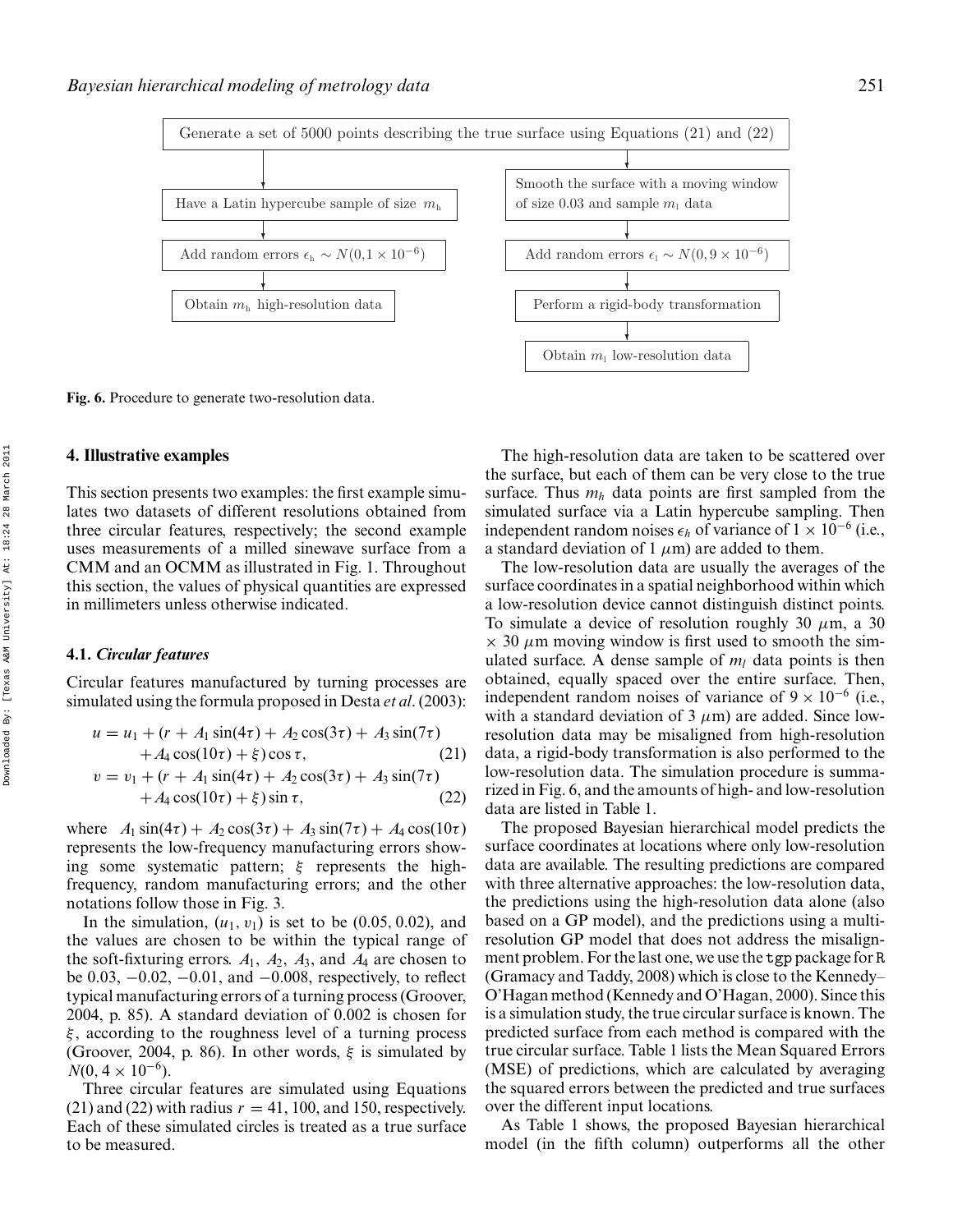Generate a set of 5000 points describing the true surface using Equations (21) and (22)

| High-resolution branch | Low-resolution branch |
|---|---|
| Have a Latin hypercube sample of size $m_h$ | Smooth the surface with a moving window of size 0.03 and sample $m_l$ data |
| Add random errors $\epsilon_h \sim N(0, 1 \times 10^{-6})$ | Add random errors $\epsilon_l \sim N(0, 9 \times 10^{-6})$ |
| Obtain $m_h$ high-resolution data | Perform a rigid-body transformation |
| | Obtain $m_l$ low-resolution data |

**Fig. 6.** Procedure to generate two-resolution data.

## 4. Illustrative examples

This section presents two examples: the first example simulates two datasets of different resolutions obtained from three circular features, respectively; the second example uses measurements of a milled sinewave surface from a CMM and an OCMM as illustrated in Fig. 1. Throughout this section, the values of physical quantities are expressed in millimeters unless otherwise indicated.

### 4.1. *Circular features*

Circular features manufactured by turning processes are simulated using the formula proposed in Desta *et al*. (2003):

$$u = u_1 + (r + A_1 \sin(4\tau) + A_2 \cos(3\tau) + A_3 \sin(7\tau) + A_4 \cos(10\tau) + \xi) \cos \tau, \tag{21}$$

$$v = v_1 + (r + A_1 \sin(4\tau) + A_2 \cos(3\tau) + A_3 \sin(7\tau) + A_4 \cos(10\tau) + \xi) \sin \tau, \tag{22}$$

where $A_1 \sin(4\tau) + A_2 \cos(3\tau) + A_3 \sin(7\tau) + A_4 \cos(10\tau)$ represents the low-frequency manufacturing errors showing some systematic pattern; $\xi$ represents the high-frequency, random manufacturing errors; and the other notations follow those in Fig. 3.

In the simulation, $(u_1, v_1)$ is set to be $(0.05, 0.02)$, and the values are chosen to be within the typical range of the soft-fixturing errors. $A_1$, $A_2$, $A_3$, and $A_4$ are chosen to be 0.03, −0.02, −0.01, and −0.008, respectively, to reflect typical manufacturing errors of a turning process (Groover, 2004, p. 85). A standard deviation of 0.002 is chosen for $\xi$, according to the roughness level of a turning process (Groover, 2004, p. 86). In other words, $\xi$ is simulated by $N(0, 4 \times 10^{-6})$.

Three circular features are simulated using Equations (21) and (22) with radius $r = 41$, 100, and 150, respectively. Each of these simulated circles is treated as a true surface to be measured.

The high-resolution data are taken to be scattered over the surface, but each of them can be very close to the true surface. Thus $m_h$ data points are first sampled from the simulated surface via a Latin hypercube sampling. Then independent random noises $\epsilon_h$ of variance of $1 \times 10^{-6}$ (i.e., a standard deviation of 1 $\mu$m) are added to them.

The low-resolution data are usually the averages of the surface coordinates in a spatial neighborhood within which a low-resolution device cannot distinguish distinct points. To simulate a device of resolution roughly 30 $\mu$m, a 30 $\times$ 30 $\mu$m moving window is first used to smooth the simulated surface. A dense sample of $m_l$ data points is then obtained, equally spaced over the entire surface. Then, independent random noises of variance of $9 \times 10^{-6}$ (i.e., with a standard deviation of 3 $\mu$m) are added. Since low-resolution data may be misaligned from high-resolution data, a rigid-body transformation is also performed to the low-resolution data. The simulation procedure is summarized in Fig. 6, and the amounts of high- and low-resolution data are listed in Table 1.

The proposed Bayesian hierarchical model predicts the surface coordinates at locations where only low-resolution data are available. The resulting predictions are compared with three alternative approaches: the low-resolution data, the predictions using the high-resolution data alone (also based on a GP model), and the predictions using a multi-resolution GP model that does not address the misalignment problem. For the last one, we use the tgp package for R (Gramacy and Taddy, 2008) which is close to the Kennedy–O'Hagan method (Kennedy and O'Hagan, 2000). Since this is a simulation study, the true circular surface is known. The predicted surface from each method is compared with the true circular surface. Table 1 lists the Mean Squared Errors (MSE) of predictions, which are calculated by averaging the squared errors between the predicted and true surfaces over the different input locations.

As Table 1 shows, the proposed Bayesian hierarchical model (in the fifth column) outperforms all the other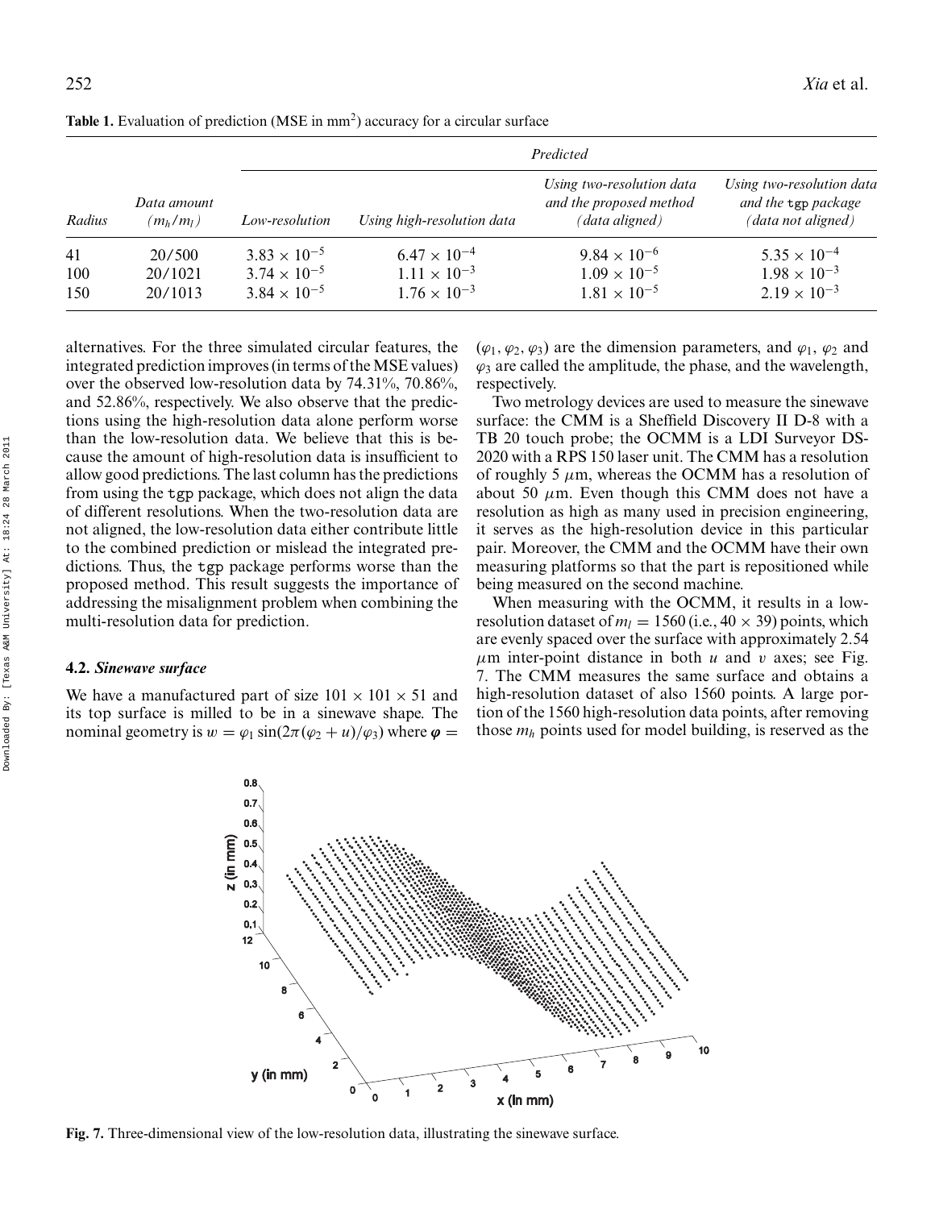**Table 1.** Evaluation of prediction (MSE in $mm^2$) accuracy for a circular surface

| | | *Predicted* | | | |
|---|---|---|---|---|---|
| *Radius* | *Data amount* $(m_h/m_l)$ | *Low-resolution* | *Using high-resolution data* | *Using two-resolution data and the proposed method (data aligned)* | *Using two-resolution data and the* `tgp` *package (data not aligned)* |
| 41 | 20/500 | $3.83 \times 10^{-5}$ | $6.47 \times 10^{-4}$ | $9.84 \times 10^{-6}$ | $5.35 \times 10^{-4}$ |
| 100 | 20/1021 | $3.74 \times 10^{-5}$ | $1.11 \times 10^{-3}$ | $1.09 \times 10^{-5}$ | $1.98 \times 10^{-3}$ |
| 150 | 20/1013 | $3.84 \times 10^{-5}$ | $1.76 \times 10^{-3}$ | $1.81 \times 10^{-5}$ | $2.19 \times 10^{-3}$ |

alternatives. For the three simulated circular features, the integrated prediction improves (in terms of the MSE values) over the observed low-resolution data by 74.31%, 70.86%, and 52.86%, respectively. We also observe that the predictions using the high-resolution data alone perform worse than the low-resolution data. We believe that this is because the amount of high-resolution data is insufficient to allow good predictions. The last column has the predictions from using the `tgp` package, which does not align the data of different resolutions. When the two-resolution data are not aligned, the low-resolution data either contribute little to the combined prediction or mislead the integrated predictions. Thus, the `tgp` package performs worse than the proposed method. This result suggests the importance of addressing the misalignment problem when combining the multi-resolution data for prediction.

### 4.2. *Sinewave surface*

We have a manufactured part of size $101 \times 101 \times 51$ and its top surface is milled to be in a sinewave shape. The nominal geometry is $w = \varphi_1 \sin(2\pi(\varphi_2 + u)/\varphi_3)$ where $\boldsymbol{\varphi} = (\varphi_1, \varphi_2, \varphi_3)$ are the dimension parameters, and $\varphi_1$, $\varphi_2$ and $\varphi_3$ are called the amplitude, the phase, and the wavelength, respectively.

Two metrology devices are used to measure the sinewave surface: the CMM is a Sheffield Discovery II D-8 with a TB 20 touch probe; the OCMM is a LDI Surveyor DS-2020 with a RPS 150 laser unit. The CMM has a resolution of roughly 5 $\mu$m, whereas the OCMM has a resolution of about 50 $\mu$m. Even though this CMM does not have a resolution as high as many used in precision engineering, it serves as the high-resolution device in this particular pair. Moreover, the CMM and the OCMM have their own measuring platforms so that the part is repositioned while being measured on the second machine.

When measuring with the OCMM, it results in a low-resolution dataset of $m_l = 1560$ (i.e., $40 \times 39$) points, which are evenly spaced over the surface with approximately 2.54 $\mu$m inter-point distance in both $u$ and $v$ axes; see Fig. 7. The CMM measures the same surface and obtains a high-resolution dataset of also 1560 points. A large portion of the 1560 high-resolution data points, after removing those $m_h$ points used for model building, is reserved as the

**Fig. 7.** Three-dimensional view of the low-resolution data, illustrating the sinewave surface.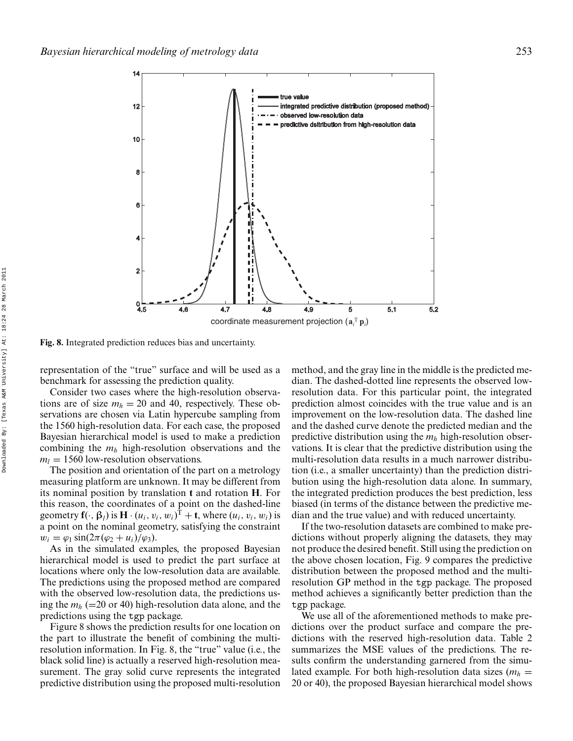**Fig. 8.** Integrated prediction reduces bias and uncertainty.

representation of the "true" surface and will be used as a benchmark for assessing the prediction quality.

Consider two cases where the high-resolution observations are of size $m_h = 20$ and 40, respectively. These observations are chosen via Latin hypercube sampling from the 1560 high-resolution data. For each case, the proposed Bayesian hierarchical model is used to make a prediction combining the $m_h$ high-resolution observations and the $m_l = 1560$ low-resolution observations.

The position and orientation of the part on a metrology measuring platform are unknown. It may be different from its nominal position by translation $\mathbf{t}$ and rotation $\mathbf{H}$. For this reason, the coordinates of a point on the dashed-line geometry $\mathbf{f}(\cdot, \boldsymbol{\beta}_l)$ is $\mathbf{H} \cdot (u_i, v_i, w_i)^{\mathrm{T}} + \mathbf{t}$, where $(u_i, v_i, w_i)$ is a point on the nominal geometry, satisfying the constraint $w_i = \varphi_1 \sin(2\pi(\varphi_2 + u_i)/\varphi_3)$.

As in the simulated examples, the proposed Bayesian hierarchical model is used to predict the part surface at locations where only the low-resolution data are available. The predictions using the proposed method are compared with the observed low-resolution data, the predictions using the $m_h$ (=20 or 40) high-resolution data alone, and the predictions using the tgp package.

Figure 8 shows the prediction results for one location on the part to illustrate the benefit of combining the multi-resolution information. In Fig. 8, the "true" value (i.e., the black solid line) is actually a reserved high-resolution measurement. The gray solid curve represents the integrated predictive distribution using the proposed multi-resolution method, and the gray line in the middle is the predicted median. The dashed-dotted line represents the observed low-resolution data. For this particular point, the integrated prediction almost coincides with the true value and is an improvement on the low-resolution data. The dashed line and the dashed curve denote the predicted median and the predictive distribution using the $m_h$ high-resolution observations. It is clear that the predictive distribution using the multi-resolution data results in a much narrower distribution (i.e., a smaller uncertainty) than the prediction distribution using the high-resolution data alone. In summary, the integrated prediction produces the best prediction, less biased (in terms of the distance between the predictive median and the true value) and with reduced uncertainty.

If the two-resolution datasets are combined to make predictions without properly aligning the datasets, they may not produce the desired benefit. Still using the prediction on the above chosen location, Fig. 9 compares the predictive distribution between the proposed method and the multi-resolution GP method in the tgp package. The proposed method achieves a significantly better prediction than the tgp package.

We use all of the aforementioned methods to make predictions over the product surface and compare the predictions with the reserved high-resolution data. Table 2 summarizes the MSE values of the predictions. The results confirm the understanding garnered from the simulated example. For both high-resolution data sizes ($m_h$ = 20 or 40), the proposed Bayesian hierarchical model shows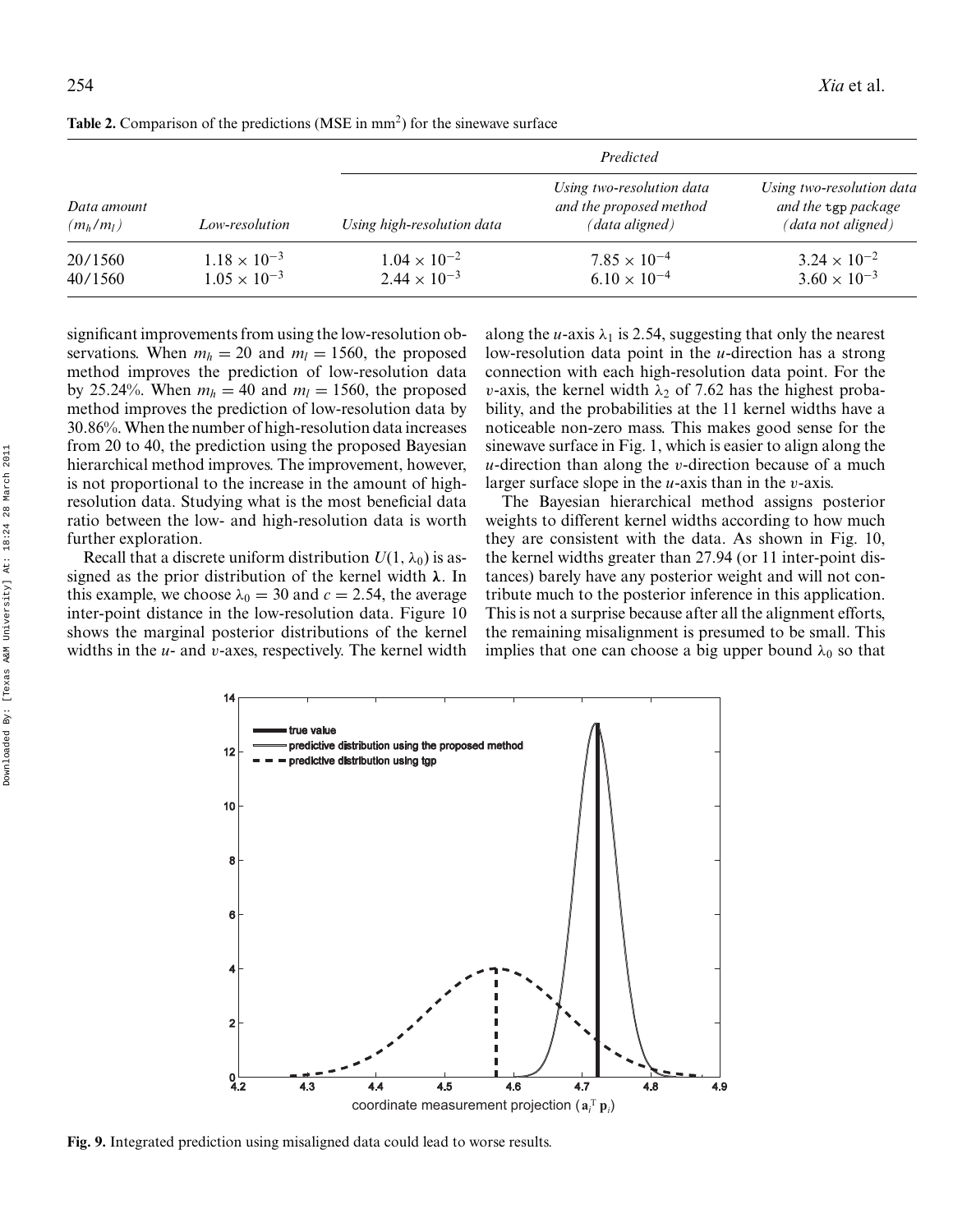**Table 2.** Comparison of the predictions (MSE in mm$^2$) for the sinewave surface

| Data amount ($m_h/m_l$) | Low-resolution | *Predicted* Using high-resolution data | Using two-resolution data and the proposed method (data aligned) | Using two-resolution data and the tgp package (data not aligned) |
|---|---|---|---|---|
| 20/1560 | $1.18 \times 10^{-3}$ | $1.04 \times 10^{-2}$ | $7.85 \times 10^{-4}$ | $3.24 \times 10^{-2}$ |
| 40/1560 | $1.05 \times 10^{-3}$ | $2.44 \times 10^{-3}$ | $6.10 \times 10^{-4}$ | $3.60 \times 10^{-3}$ |

significant improvements from using the low-resolution observations. When $m_h = 20$ and $m_l = 1560$, the proposed method improves the prediction of low-resolution data by 25.24%. When $m_h = 40$ and $m_l = 1560$, the proposed method improves the prediction of low-resolution data by 30.86%. When the number of high-resolution data increases from 20 to 40, the prediction using the proposed Bayesian hierarchical method improves. The improvement, however, is not proportional to the increase in the amount of high-resolution data. Studying what is the most beneficial data ratio between the low- and high-resolution data is worth further exploration.

Recall that a discrete uniform distribution $U(1, \lambda_0)$ is assigned as the prior distribution of the kernel width $\boldsymbol{\lambda}$. In this example, we choose $\lambda_0 = 30$ and $c = 2.54$, the average inter-point distance in the low-resolution data. Figure 10 shows the marginal posterior distributions of the kernel widths in the $u$- and $v$-axes, respectively. The kernel width along the $u$-axis $\lambda_1$ is 2.54, suggesting that only the nearest low-resolution data point in the $u$-direction has a strong connection with each high-resolution data point. For the $v$-axis, the kernel width $\lambda_2$ of 7.62 has the highest probability, and the probabilities at the 11 kernel widths have a noticeable non-zero mass. This makes good sense for the sinewave surface in Fig. 1, which is easier to align along the $u$-direction than along the $v$-direction because of a much larger surface slope in the $u$-axis than in the $v$-axis.

The Bayesian hierarchical method assigns posterior weights to different kernel widths according to how much they are consistent with the data. As shown in Fig. 10, the kernel widths greater than 27.94 (or 11 inter-point distances) barely have any posterior weight and will not contribute much to the posterior inference in this application. This is not a surprise because after all the alignment efforts, the remaining misalignment is presumed to be small. This implies that one can choose a big upper bound $\lambda_0$ so that

**Fig. 9.** Integrated prediction using misaligned data could lead to worse results.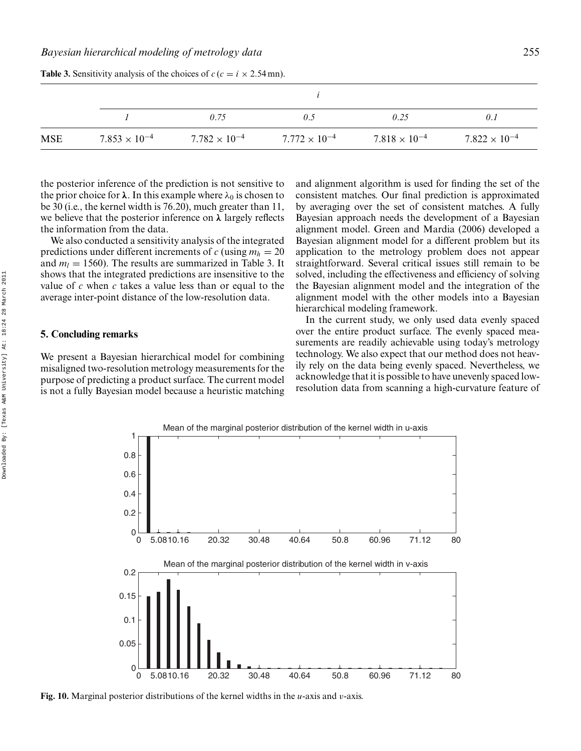**Table 3.** Sensitivity analysis of the choices of $c$ ($c = i \times 2.54$ mn).

| | $i$ | | | | |
|---|---|---|---|---|---|
| | *1* | *0.75* | *0.5* | *0.25* | *0.1* |
| MSE | $7.853 \times 10^{-4}$ | $7.782 \times 10^{-4}$ | $7.772 \times 10^{-4}$ | $7.818 \times 10^{-4}$ | $7.822 \times 10^{-4}$ |

the posterior inference of the prediction is not sensitive to the prior choice for $\boldsymbol{\lambda}$. In this example where $\lambda_0$ is chosen to be 30 (i.e., the kernel width is 76.20), much greater than 11, we believe that the posterior inference on $\boldsymbol{\lambda}$ largely reflects the information from the data.

We also conducted a sensitivity analysis of the integrated predictions under different increments of $c$ (using $m_h = 20$ and $m_l = 1560$). The results are summarized in Table 3. It shows that the integrated predictions are insensitive to the value of $c$ when $c$ takes a value less than or equal to the average inter-point distance of the low-resolution data.

## 5. Concluding remarks

We present a Bayesian hierarchical model for combining misaligned two-resolution metrology measurements for the purpose of predicting a product surface. The current model is not a fully Bayesian model because a heuristic matching and alignment algorithm is used for finding the set of the consistent matches. Our final prediction is approximated by averaging over the set of consistent matches. A fully Bayesian approach needs the development of a Bayesian alignment model. Green and Mardia (2006) developed a Bayesian alignment model for a different problem but its application to the metrology problem does not appear straightforward. Several critical issues still remain to be solved, including the effectiveness and efficiency of solving the Bayesian alignment model and the integration of the alignment model with the other models into a Bayesian hierarchical modeling framework.

In the current study, we only used data evenly spaced over the entire product surface. The evenly spaced measurements are readily achievable using today's metrology technology. We also expect that our method does not heavily rely on the data being evenly spaced. Nevertheless, we acknowledge that it is possible to have unevenly spaced low-resolution data from scanning a high-curvature feature of

**Fig. 10.** Marginal posterior distributions of the kernel widths in the $u$-axis and $v$-axis.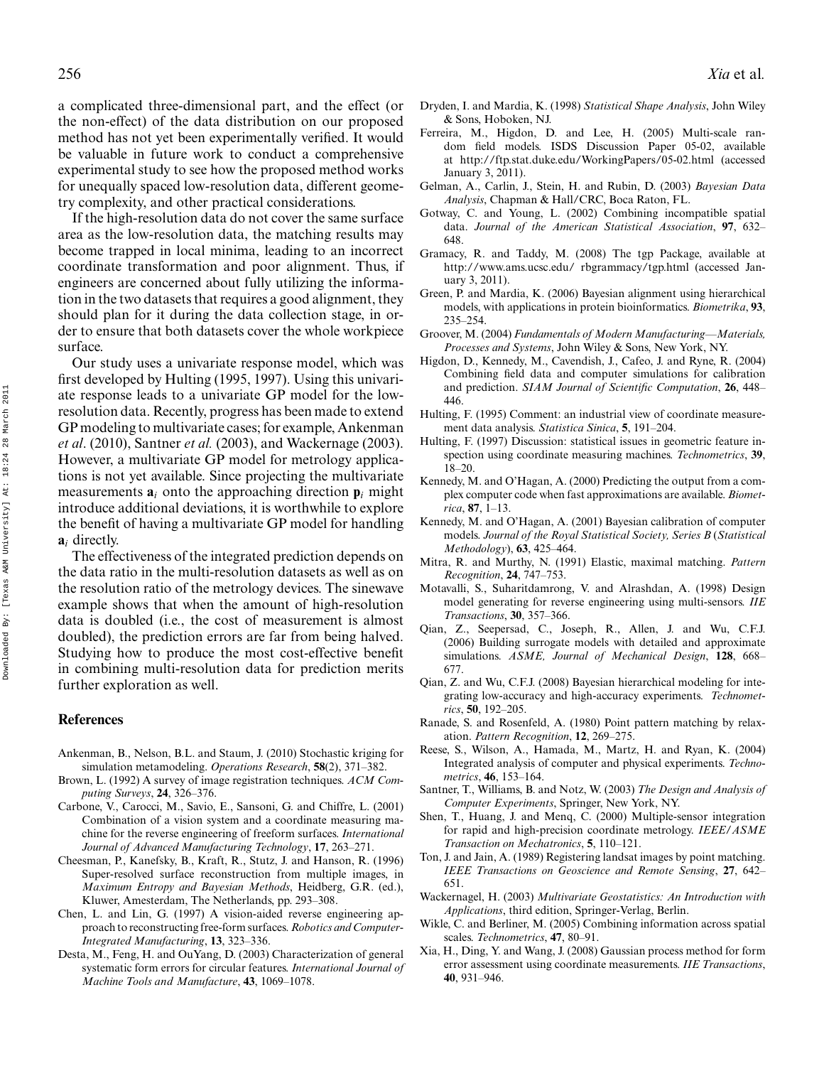a complicated three-dimensional part, and the effect (or the non-effect) of the data distribution on our proposed method has not yet been experimentally verified. It would be valuable in future work to conduct a comprehensive experimental study to see how the proposed method works for unequally spaced low-resolution data, different geometry complexity, and other practical considerations.

If the high-resolution data do not cover the same surface area as the low-resolution data, the matching results may become trapped in local minima, leading to an incorrect coordinate transformation and poor alignment. Thus, if engineers are concerned about fully utilizing the information in the two datasets that requires a good alignment, they should plan for it during the data collection stage, in order to ensure that both datasets cover the whole workpiece surface.

Our study uses a univariate response model, which was first developed by Hulting (1995, 1997). Using this univariate response leads to a univariate GP model for the low-resolution data. Recently, progress has been made to extend GP modeling to multivariate cases; for example, Ankenman *et al*. (2010), Santner *et al.* (2003), and Wackernage (2003). However, a multivariate GP model for metrology applications is not yet available. Since projecting the multivariate measurements $\mathbf{a}_i$ onto the approaching direction $\mathbf{p}_i$ might introduce additional deviations, it is worthwhile to explore the benefit of having a multivariate GP model for handling $\mathbf{a}_i$ directly.

The effectiveness of the integrated prediction depends on the data ratio in the multi-resolution datasets as well as on the resolution ratio of the metrology devices. The sinewave example shows that when the amount of high-resolution data is doubled (i.e., the cost of measurement is almost doubled), the prediction errors are far from being halved. Studying how to produce the most cost-effective benefit in combining multi-resolution data for prediction merits further exploration as well.

## References

Ankenman, B., Nelson, B.L. and Staum, J. (2010) Stochastic kriging for simulation metamodeling. *Operations Research*, **58**(2), 371–382.

Brown, L. (1992) A survey of image registration techniques. *ACM Computing Surveys*, **24**, 326–376.

Carbone, V., Carocci, M., Savio, E., Sansoni, G. and Chiffre, L. (2001) Combination of a vision system and a coordinate measuring machine for the reverse engineering of freeform surfaces. *International Journal of Advanced Manufacturing Technology*, **17**, 263–271.

Cheesman, P., Kanefsky, B., Kraft, R., Stutz, J. and Hanson, R. (1996) Super-resolved surface reconstruction from multiple images, in *Maximum Entropy and Bayesian Methods*, Heidberg, G.R. (ed.), Kluwer, Amesterdam, The Netherlands, pp. 293–308.

Chen, L. and Lin, G. (1997) A vision-aided reverse engineering approach to reconstructing free-form surfaces. *Robotics and Computer-Integrated Manufacturing*, **13**, 323–336.

Desta, M., Feng, H. and OuYang, D. (2003) Characterization of general systematic form errors for circular features. *International Journal of Machine Tools and Manufacture*, **43**, 1069–1078.

Dryden, I. and Mardia, K. (1998) *Statistical Shape Analysis*, John Wiley & Sons, Hoboken, NJ.

Ferreira, M., Higdon, D. and Lee, H. (2005) Multi-scale random field models. ISDS Discussion Paper 05-02, available at http://ftp.stat.duke.edu/WorkingPapers/05-02.html (accessed January 3, 2011).

Gelman, A., Carlin, J., Stein, H. and Rubin, D. (2003) *Bayesian Data Analysis*, Chapman & Hall/CRC, Boca Raton, FL.

Gotway, C. and Young, L. (2002) Combining incompatible spatial data. *Journal of the American Statistical Association*, **97**, 632–648.

Gramacy, R. and Taddy, M. (2008) The tgp Package, available at http://www.ams.ucsc.edu/ rbgrammacy/tgp.html (accessed January 3, 2011).

Green, P. and Mardia, K. (2006) Bayesian alignment using hierarchical models, with applications in protein bioinformatics. *Biometrika*, **93**, 235–254.

Groover, M. (2004) *Fundamentals of Modern Manufacturing—Materials, Processes and Systems*, John Wiley & Sons, New York, NY.

Higdon, D., Kennedy, M., Cavendish, J., Cafeo, J. and Ryne, R. (2004) Combining field data and computer simulations for calibration and prediction. *SIAM Journal of Scientific Computation*, **26**, 448–446.

Hulting, F. (1995) Comment: an industrial view of coordinate measurement data analysis. *Statistica Sinica*, **5**, 191–204.

Hulting, F. (1997) Discussion: statistical issues in geometric feature inspection using coordinate measuring machines. *Technometrics*, **39**, 18–20.

Kennedy, M. and O'Hagan, A. (2000) Predicting the output from a complex computer code when fast approximations are available. *Biometrica*, **87**, 1–13.

Kennedy, M. and O'Hagan, A. (2001) Bayesian calibration of computer models. *Journal of the Royal Statistical Society, Series B* (*Statistical Methodology*), **63**, 425–464.

Mitra, R. and Murthy, N. (1991) Elastic, maximal matching. *Pattern Recognition*, **24**, 747–753.

Motavalli, S., Suharitdamrong, V. and Alrashdan, A. (1998) Design model generating for reverse engineering using multi-sensors. *IIE Transactions*, **30**, 357–366.

Qian, Z., Seepersad, C., Joseph, R., Allen, J. and Wu, C.F.J. (2006) Building surrogate models with detailed and approximate simulations. *ASME, Journal of Mechanical Design*, **128**, 668–677.

Qian, Z. and Wu, C.F.J. (2008) Bayesian hierarchical modeling for integrating low-accuracy and high-accuracy experiments. *Technometrics*, **50**, 192–205.

Ranade, S. and Rosenfeld, A. (1980) Point pattern matching by relaxation. *Pattern Recognition*, **12**, 269–275.

Reese, S., Wilson, A., Hamada, M., Martz, H. and Ryan, K. (2004) Integrated analysis of computer and physical experiments. *Technometrics*, **46**, 153–164.

Santner, T., Williams, B. and Notz, W. (2003) *The Design and Analysis of Computer Experiments*, Springer, New York, NY.

Shen, T., Huang, J. and Menq, C. (2000) Multiple-sensor integration for rapid and high-precision coordinate metrology. *IEEE/ASME Transaction on Mechatronics*, **5**, 110–121.

Ton, J. and Jain, A. (1989) Registering landsat images by point matching. *IEEE Transactions on Geoscience and Remote Sensing*, **27**, 642–651.

Wackernagel, H. (2003) *Multivariate Geostatistics: An Introduction with Applications*, third edition, Springer-Verlag, Berlin.

Wikle, C. and Berliner, M. (2005) Combining information across spatial scales. *Technometrics*, **47**, 80–91.

Xia, H., Ding, Y. and Wang, J. (2008) Gaussian process method for form error assessment using coordinate measurements. *IIE Transactions*, **40**, 931–946.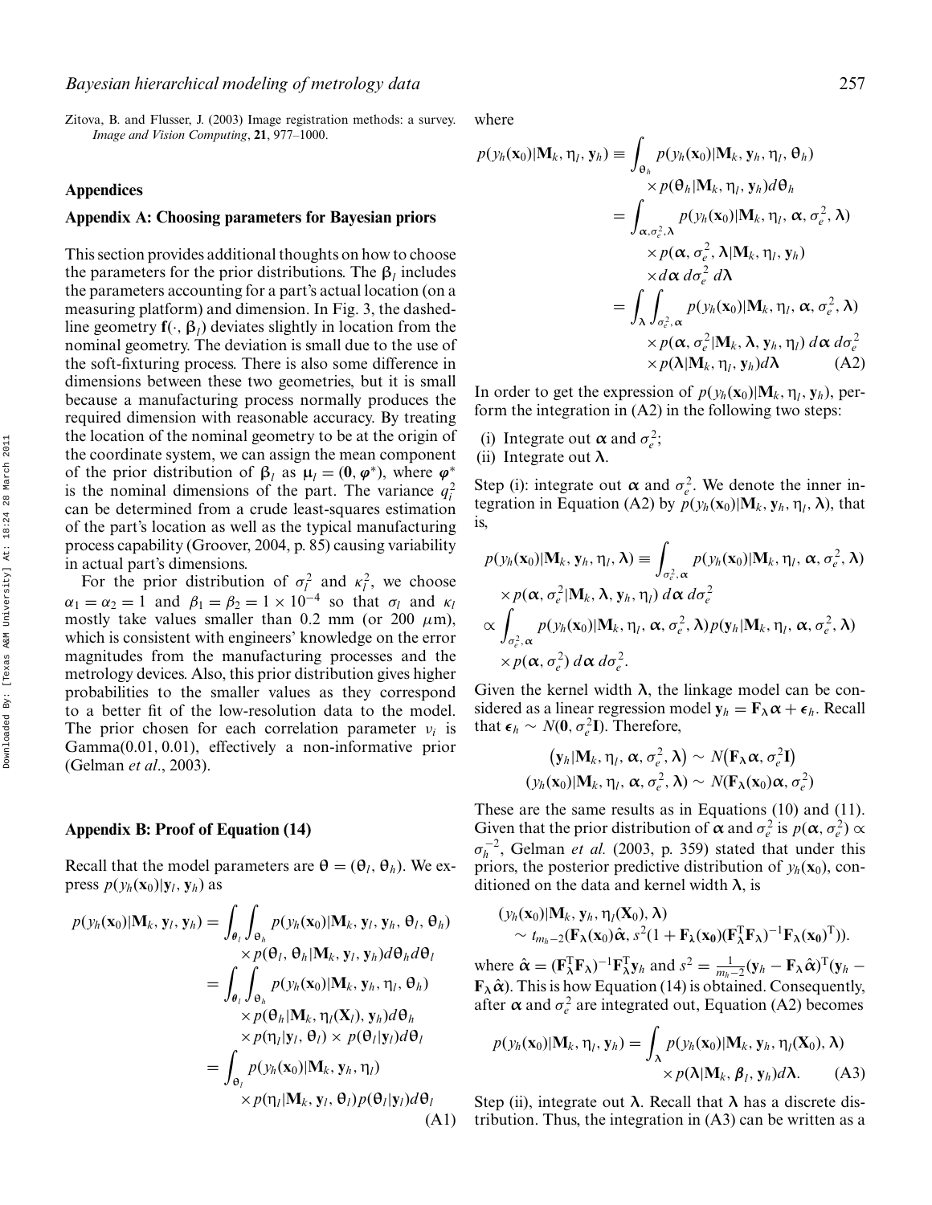Zitova, B. and Flusser, J. (2003) Image registration methods: a survey. *Image and Vision Computing*, **21**, 977–1000.

## Appendices

### Appendix A: Choosing parameters for Bayesian priors

This section provides additional thoughts on how to choose the parameters for the prior distributions. The $\boldsymbol{\beta}_l$ includes the parameters accounting for a part's actual location (on a measuring platform) and dimension. In Fig. 3, the dashed-line geometry $\mathbf{f}(\cdot, \boldsymbol{\beta}_l)$ deviates slightly in location from the nominal geometry. The deviation is small due to the use of the soft-fixturing process. There is also some difference in dimensions between these two geometries, but it is small because a manufacturing process normally produces the required dimension with reasonable accuracy. By treating the location of the nominal geometry to be at the origin of the coordinate system, we can assign the mean component of the prior distribution of $\boldsymbol{\beta}_l$ as $\boldsymbol{\mu}_l = (\mathbf{0}, \boldsymbol{\varphi}^*)$, where $\boldsymbol{\varphi}^*$ is the nominal dimensions of the part. The variance $q_i^2$ can be determined from a crude least-squares estimation of the part's location as well as the typical manufacturing process capability (Groover, 2004, p. 85) causing variability in actual part's dimensions.

For the prior distribution of $\sigma_l^2$ and $\kappa_l^2$, we choose $\alpha_1 = \alpha_2 = 1$ and $\beta_1 = \beta_2 = 1 \times 10^{-4}$ so that $\sigma_l$ and $\kappa_l$ mostly take values smaller than 0.2 mm (or 200 $\mu$m), which is consistent with engineers' knowledge on the error magnitudes from the manufacturing processes and the metrology devices. Also, this prior distribution gives higher probabilities to the smaller values as they correspond to a better fit of the low-resolution data to the model. The prior chosen for each correlation parameter $\nu_i$ is Gamma(0.01, 0.01), effectively a non-informative prior (Gelman *et al.*, 2003).

### Appendix B: Proof of Equation (14)

Recall that the model parameters are $\boldsymbol{\theta} = (\boldsymbol{\theta}_l, \boldsymbol{\theta}_h)$. We express $p(y_h(\mathbf{x}_0)|\mathbf{y}_l, \mathbf{y}_h)$ as

$$
\begin{aligned}
p(y_h(\mathbf{x}_0)|\mathbf{M}_k, \mathbf{y}_l, \mathbf{y}_h) &= \int_{\boldsymbol{\theta}_l}\int_{\boldsymbol{\theta}_h} p(y_h(\mathbf{x}_0)|\mathbf{M}_k, \mathbf{y}_l, \mathbf{y}_h, \boldsymbol{\theta}_l, \boldsymbol{\theta}_h) \\
&\quad \times p(\boldsymbol{\theta}_l, \boldsymbol{\theta}_h|\mathbf{M}_k, \mathbf{y}_l, \mathbf{y}_h) d\boldsymbol{\theta}_h d\boldsymbol{\theta}_l \\
&= \int_{\boldsymbol{\theta}_l}\int_{\boldsymbol{\theta}_h} p(y_h(\mathbf{x}_0)|\mathbf{M}_k, \mathbf{y}_h, \boldsymbol{\eta}_l, \boldsymbol{\theta}_h) \\
&\quad \times p(\boldsymbol{\theta}_h|\mathbf{M}_k, \boldsymbol{\eta}_l(\mathbf{X}_l), \mathbf{y}_h) d\boldsymbol{\theta}_h \\
&\quad \times p(\boldsymbol{\eta}_l|\mathbf{y}_l, \boldsymbol{\theta}_l) \times p(\boldsymbol{\theta}_l|\mathbf{y}_l) d\boldsymbol{\theta}_l \\
&= \int_{\boldsymbol{\theta}_l} p(y_h(\mathbf{x}_0)|\mathbf{M}_k, \mathbf{y}_h, \boldsymbol{\eta}_l) \\
&\quad \times p(\boldsymbol{\eta}_l|\mathbf{M}_k, \mathbf{y}_l, \boldsymbol{\theta}_l) p(\boldsymbol{\theta}_l|\mathbf{y}_l) d\boldsymbol{\theta}_l
\end{aligned}
\qquad \text{(A1)}
$$

where

$$
\begin{aligned}
p(y_h(\mathbf{x}_0)|\mathbf{M}_k, \boldsymbol{\eta}_l, \mathbf{y}_h) &\equiv \int_{\boldsymbol{\theta}_h} p(y_h(\mathbf{x}_0)|\mathbf{M}_k, \mathbf{y}_h, \boldsymbol{\eta}_l, \boldsymbol{\theta}_h) \\
&\quad \times p(\boldsymbol{\theta}_h|\mathbf{M}_k, \boldsymbol{\eta}_l, \mathbf{y}_h) d\boldsymbol{\theta}_h \\
&= \int_{\boldsymbol{\alpha}, \sigma_e^2, \boldsymbol{\lambda}} p(y_h(\mathbf{x}_0)|\mathbf{M}_k, \boldsymbol{\eta}_l, \boldsymbol{\alpha}, \sigma_e^2, \boldsymbol{\lambda}) \\
&\quad \times p(\boldsymbol{\alpha}, \sigma_e^2, \boldsymbol{\lambda}|\mathbf{M}_k, \boldsymbol{\eta}_l, \mathbf{y}_h) \\
&\quad \times d\boldsymbol{\alpha}\, d\sigma_e^2\, d\boldsymbol{\lambda} \\
&= \int_{\boldsymbol{\lambda}}\int_{\sigma_e^2, \boldsymbol{\alpha}} p(y_h(\mathbf{x}_0)|\mathbf{M}_k, \boldsymbol{\eta}_l, \boldsymbol{\alpha}, \sigma_e^2, \boldsymbol{\lambda}) \\
&\quad \times p(\boldsymbol{\alpha}, \sigma_e^2|\mathbf{M}_k, \boldsymbol{\lambda}, \mathbf{y}_h, \boldsymbol{\eta}_l)\, d\boldsymbol{\alpha}\, d\sigma_e^2 \\
&\quad \times p(\boldsymbol{\lambda}|\mathbf{M}_k, \boldsymbol{\eta}_l, \mathbf{y}_h) d\boldsymbol{\lambda}
\end{aligned}
\qquad \text{(A2)}
$$

In order to get the expression of $p(y_h(\mathbf{x}_0)|\mathbf{M}_k, \boldsymbol{\eta}_l, \mathbf{y}_h)$, perform the integration in (A2) in the following two steps:

(i) Integrate out $\boldsymbol{\alpha}$ and $\sigma_e^2$;
(ii) Integrate out $\boldsymbol{\lambda}$.

Step (i): integrate out $\boldsymbol{\alpha}$ and $\sigma_e^2$. We denote the inner integration in Equation (A2) by $p(y_h(\mathbf{x}_0)|\mathbf{M}_k, \mathbf{y}_h, \boldsymbol{\eta}_l, \boldsymbol{\lambda})$, that is,

$$
\begin{aligned}
&p(y_h(\mathbf{x}_0)|\mathbf{M}_k, \mathbf{y}_h, \boldsymbol{\eta}_l, \boldsymbol{\lambda}) \equiv \int_{\sigma_e^2, \boldsymbol{\alpha}} p(y_h(\mathbf{x}_0)|\mathbf{M}_k, \boldsymbol{\eta}_l, \boldsymbol{\alpha}, \sigma_e^2, \boldsymbol{\lambda}) \\
&\quad \times p(\boldsymbol{\alpha}, \sigma_e^2|\mathbf{M}_k, \boldsymbol{\lambda}, \mathbf{y}_h, \boldsymbol{\eta}_l)\, d\boldsymbol{\alpha}\, d\sigma_e^2 \\
&\propto \int_{\sigma_e^2, \boldsymbol{\alpha}} p(y_h(\mathbf{x}_0)|\mathbf{M}_k, \boldsymbol{\eta}_l, \boldsymbol{\alpha}, \sigma_e^2, \boldsymbol{\lambda}) p(\mathbf{y}_h|\mathbf{M}_k, \boldsymbol{\eta}_l, \boldsymbol{\alpha}, \sigma_e^2, \boldsymbol{\lambda}) \\
&\quad \times p(\boldsymbol{\alpha}, \sigma_e^2)\, d\boldsymbol{\alpha}\, d\sigma_e^2.
\end{aligned}
$$

Given the kernel width $\boldsymbol{\lambda}$, the linkage model can be considered as a linear regression model $\mathbf{y}_h = \mathbf{F}_{\boldsymbol{\lambda}}\boldsymbol{\alpha} + \boldsymbol{\epsilon}_h$. Recall that $\boldsymbol{\epsilon}_h \sim N(\mathbf{0}, \sigma_e^2\mathbf{I})$. Therefore,

$$
\begin{aligned}
\left(\mathbf{y}_h|\mathbf{M}_k, \boldsymbol{\eta}_l, \boldsymbol{\alpha}, \sigma_e^2, \boldsymbol{\lambda}\right) &\sim N\left(\mathbf{F}_{\boldsymbol{\lambda}}\boldsymbol{\alpha}, \sigma_e^2\mathbf{I}\right) \\
(y_h(\mathbf{x}_0)|\mathbf{M}_k, \boldsymbol{\eta}_l, \boldsymbol{\alpha}, \sigma_e^2, \boldsymbol{\lambda}) &\sim N(\mathbf{F}_{\boldsymbol{\lambda}}(\mathbf{x}_0)\boldsymbol{\alpha}, \sigma_e^2)
\end{aligned}
$$

These are the same results as in Equations (10) and (11). Given that the prior distribution of $\boldsymbol{\alpha}$ and $\sigma_e^2$ is $p(\boldsymbol{\alpha}, \sigma_e^2) \propto \sigma_h^{-2}$, Gelman *et al.* (2003, p. 359) stated that under this priors, the posterior predictive distribution of $y_h(\mathbf{x}_0)$, conditioned on the data and kernel width $\boldsymbol{\lambda}$, is

$$
\begin{aligned}
&(y_h(\mathbf{x}_0)|\mathbf{M}_k, \mathbf{y}_h, \boldsymbol{\eta}_l(\mathbf{X}_0), \boldsymbol{\lambda}) \\
&\quad \sim t_{m_h-2}(\mathbf{F}_{\boldsymbol{\lambda}}(\mathbf{x}_0)\hat{\boldsymbol{\alpha}}, s^2(1 + \mathbf{F}_{\boldsymbol{\lambda}}(\mathbf{x_0})(\mathbf{F}_{\boldsymbol{\lambda}}^{\mathrm{T}}\mathbf{F}_{\boldsymbol{\lambda}})^{-1}\mathbf{F}_{\boldsymbol{\lambda}}(\mathbf{x_0})^{\mathrm{T}})).
\end{aligned}
$$

where $\hat{\boldsymbol{\alpha}} = (\mathbf{F}_{\boldsymbol{\lambda}}^{\mathrm{T}}\mathbf{F}_{\boldsymbol{\lambda}})^{-1}\mathbf{F}_{\boldsymbol{\lambda}}^{\mathrm{T}}\mathbf{y}_h$ and $s^2 = \frac{1}{m_h-2}(\mathbf{y}_h - \mathbf{F}_{\boldsymbol{\lambda}}\hat{\boldsymbol{\alpha}})^{\mathrm{T}}(\mathbf{y}_h - \mathbf{F}_{\boldsymbol{\lambda}}\hat{\boldsymbol{\alpha}})$. This is how Equation (14) is obtained. Consequently, after $\boldsymbol{\alpha}$ and $\sigma_e^2$ are integrated out, Equation (A2) becomes

$$
\begin{aligned}
p(y_h(\mathbf{x}_0)|\mathbf{M}_k, \boldsymbol{\eta}_l, \mathbf{y}_h) = \int_{\boldsymbol{\lambda}} &p(y_h(\mathbf{x}_0)|\mathbf{M}_k, \mathbf{y}_h, \boldsymbol{\eta}_l(\mathbf{X}_0), \boldsymbol{\lambda}) \\
&\times p(\boldsymbol{\lambda}|\mathbf{M}_k, \boldsymbol{\beta}_l, \mathbf{y}_h) d\boldsymbol{\lambda}.
\end{aligned}
\qquad \text{(A3)}
$$

Step (ii), integrate out $\boldsymbol{\lambda}$. Recall that $\boldsymbol{\lambda}$ has a discrete distribution. Thus, the integration in (A3) can be written as a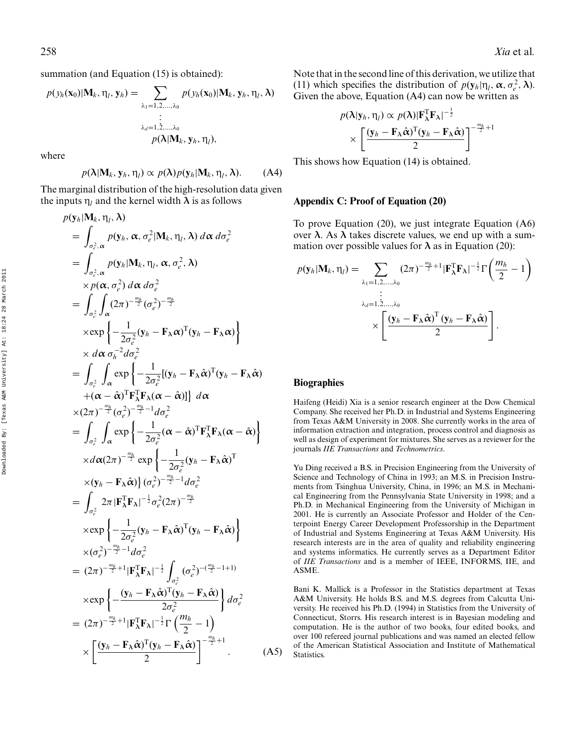summation (and Equation (15) is obtained):

$$p(y_h(\mathbf{x}_0)|\mathbf{M}_k, \eta_l, \mathbf{y}_h) = \sum_{\substack{\lambda_1=1,2,\ldots,\lambda_0 \\ \vdots \\ \lambda_d=1,2,\ldots,\lambda_0}} p(y_h(\mathbf{x}_0)|\mathbf{M}_k, \mathbf{y}_h, \eta_l, \boldsymbol{\lambda})\, p(\boldsymbol{\lambda}|\mathbf{M}_k, \mathbf{y}_h, \eta_l),$$

where

$$p(\boldsymbol{\lambda}|\mathbf{M}_k, \mathbf{y}_h, \eta_l) \propto p(\boldsymbol{\lambda}) p(\mathbf{y}_h|\mathbf{M}_k, \eta_l, \boldsymbol{\lambda}). \tag{A4}$$

The marginal distribution of the high-resolution data given the inputs $\eta_l$ and the kernel width $\boldsymbol{\lambda}$ is as follows

$$\begin{aligned}
p(\mathbf{y}_h|\mathbf{M}_k, \eta_l, \boldsymbol{\lambda}) &= \int_{\sigma_e^2, \boldsymbol{\alpha}} p(\mathbf{y}_h, \boldsymbol{\alpha}, \sigma_e^2|\mathbf{M}_k, \eta_l, \boldsymbol{\lambda})\, d\boldsymbol{\alpha}\, d\sigma_e^2 \\
&= \int_{\sigma_e^2, \boldsymbol{\alpha}} p(\mathbf{y}_h|\mathbf{M}_k, \eta_l, \boldsymbol{\alpha}, \sigma_e^2, \boldsymbol{\lambda}) \\
&\quad \times p(\boldsymbol{\alpha}, \sigma_e^2)\, d\boldsymbol{\alpha}\, d\sigma_e^2 \\
&= \int_{\sigma_e^2} \int_{\boldsymbol{\alpha}} (2\pi)^{-\frac{m_h}{2}} (\sigma_e^2)^{-\frac{m_h}{2}} \\
&\quad \times \exp\left\{-\frac{1}{2\sigma_e^2}(\mathbf{y}_h - \mathbf{F}_{\boldsymbol{\lambda}}\boldsymbol{\alpha})^{\mathrm{T}}(\mathbf{y}_h - \mathbf{F}_{\boldsymbol{\lambda}}\boldsymbol{\alpha})\right\} \\
&\quad \times d\boldsymbol{\alpha}\, \sigma_h^{-2} d\sigma_e^2 \\
&= \int_{\sigma_e^2} \int_{\boldsymbol{\alpha}} \exp\left\{-\frac{1}{2\sigma_e^2}[(\mathbf{y}_h - \mathbf{F}_{\boldsymbol{\lambda}}\hat{\boldsymbol{\alpha}})^{\mathrm{T}}(\mathbf{y}_h - \mathbf{F}_{\boldsymbol{\lambda}}\hat{\boldsymbol{\alpha}}) \right. \\
&\quad \left. + (\boldsymbol{\alpha} - \hat{\boldsymbol{\alpha}})^{\mathrm{T}}\mathbf{F}_{\boldsymbol{\lambda}}^{\mathrm{T}}\mathbf{F}_{\boldsymbol{\lambda}}(\boldsymbol{\alpha} - \hat{\boldsymbol{\alpha}})]\right\}\, d\boldsymbol{\alpha} \\
&\quad \times (2\pi)^{-\frac{m_h}{2}} (\sigma_e^2)^{-\frac{m_h}{2}-1} d\sigma_e^2 \\
&= \int_{\sigma_e^2} \int_{\boldsymbol{\alpha}} \exp\left\{-\frac{1}{2\sigma_e^2}(\boldsymbol{\alpha} - \hat{\boldsymbol{\alpha}})^{\mathrm{T}}\mathbf{F}_{\boldsymbol{\lambda}}^{\mathrm{T}}\mathbf{F}_{\boldsymbol{\lambda}}(\boldsymbol{\alpha} - \hat{\boldsymbol{\alpha}})\right\} \\
&\quad \times d\boldsymbol{\alpha} (2\pi)^{-\frac{m_h}{2}} \exp\left\{-\frac{1}{2\sigma_e^2}(\mathbf{y}_h - \mathbf{F}_{\boldsymbol{\lambda}}\hat{\boldsymbol{\alpha}})^{\mathrm{T}}\right. \\
&\quad \left. \times (\mathbf{y}_h - \mathbf{F}_{\boldsymbol{\lambda}}\hat{\boldsymbol{\alpha}})\right\} (\sigma_e^2)^{-\frac{m_h}{2}-1} d\sigma_e^2 \\
&= \int_{\sigma_e^2} 2\pi |\mathbf{F}_{\boldsymbol{\lambda}}^{\mathrm{T}}\mathbf{F}_{\boldsymbol{\lambda}}|^{-\frac{1}{2}} \sigma_e^2 (2\pi)^{-\frac{m_h}{2}} \\
&\quad \times \exp\left\{-\frac{1}{2\sigma_e^2}(\mathbf{y}_h - \mathbf{F}_{\boldsymbol{\lambda}}\hat{\boldsymbol{\alpha}})^{\mathrm{T}}(\mathbf{y}_h - \mathbf{F}_{\boldsymbol{\lambda}}\hat{\boldsymbol{\alpha}})\right\} \\
&\quad \times (\sigma_e^2)^{-\frac{m_h}{2}-1} d\sigma_e^2 \\
&= (2\pi)^{-\frac{m_h}{2}+1} |\mathbf{F}_{\boldsymbol{\lambda}}^{\mathrm{T}}\mathbf{F}_{\boldsymbol{\lambda}}|^{-\frac{1}{2}} \int_{\sigma_e^2} (\sigma_e^2)^{-(\frac{m_h}{2}-1+1)} \\
&\quad \times \exp\left\{-\frac{(\mathbf{y}_h - \mathbf{F}_{\boldsymbol{\lambda}}\hat{\boldsymbol{\alpha}})^{\mathrm{T}}(\mathbf{y}_h - \mathbf{F}_{\boldsymbol{\lambda}}\hat{\boldsymbol{\alpha}})}{2\sigma_e^2}\right\} d\sigma_e^2 \\
&= (2\pi)^{-\frac{m_h}{2}+1} |\mathbf{F}_{\boldsymbol{\lambda}}^{\mathrm{T}}\mathbf{F}_{\boldsymbol{\lambda}}|^{-\frac{1}{2}} \Gamma\left(\frac{m_h}{2} - 1\right) \\
&\quad \times \left[\frac{(\mathbf{y}_h - \mathbf{F}_{\boldsymbol{\lambda}}\hat{\boldsymbol{\alpha}})^{\mathrm{T}}(\mathbf{y}_h - \mathbf{F}_{\boldsymbol{\lambda}}\hat{\boldsymbol{\alpha}})}{2}\right]^{-\frac{m_h}{2}+1}.
\end{aligned} \tag{A5}$$

Note that in the second line of this derivation, we utilize that (11) which specifies the distribution of $p(\mathbf{y}_h|\eta_l, \boldsymbol{\alpha}, \sigma_e^2, \boldsymbol{\lambda})$. Given the above, Equation (A4) can now be written as

$$p(\boldsymbol{\lambda}|\mathbf{y}_h, \eta_l) \propto p(\boldsymbol{\lambda}) |\mathbf{F}_{\boldsymbol{\lambda}}^{\mathrm{T}}\mathbf{F}_{\boldsymbol{\lambda}}|^{-\frac{1}{2}} \times \left[\frac{(\mathbf{y}_h - \mathbf{F}_{\boldsymbol{\lambda}}\hat{\boldsymbol{\alpha}})^{\mathrm{T}}(\mathbf{y}_h - \mathbf{F}_{\boldsymbol{\lambda}}\hat{\boldsymbol{\alpha}})}{2}\right]^{-\frac{m_h}{2}+1}$$

This shows how Equation (14) is obtained.

## Appendix C: Proof of Equation (20)

To prove Equation (20), we just integrate Equation (A6) over $\boldsymbol{\lambda}$. As $\boldsymbol{\lambda}$ takes discrete values, we end up with a summation over possible values for $\boldsymbol{\lambda}$ as in Equation (20):

$$p(\mathbf{y}_h|\mathbf{M}_k, \eta_l) = \sum_{\substack{\lambda_1=1,2,\ldots,\lambda_0 \\ \vdots \\ \lambda_d=1,2,\ldots,\lambda_0}} (2\pi)^{-\frac{m_h}{2}+1} |\mathbf{F}_{\boldsymbol{\lambda}}^{\mathrm{T}}\mathbf{F}_{\boldsymbol{\lambda}}|^{-\frac{1}{2}} \Gamma\left(\frac{m_h}{2} - 1\right) \times \left[\frac{(\mathbf{y}_h - \mathbf{F}_{\boldsymbol{\lambda}}\hat{\boldsymbol{\alpha}})^{\mathrm{T}}(\mathbf{y}_h - \mathbf{F}_{\boldsymbol{\lambda}}\hat{\boldsymbol{\alpha}})}{2}\right].$$

## Biographies

Haifeng (Heidi) Xia is a senior research engineer at the Dow Chemical Company. She received her Ph.D. in Industrial and Systems Engineering from Texas A&M University in 2008. She currently works in the area of information extraction and integration, process control and diagnosis as well as design of experiment for mixtures. She serves as a reviewer for the journals *IIE Transactions* and *Technometrics*.

Yu Ding received a B.S. in Precision Engineering from the University of Science and Technology of China in 1993; an M.S. in Precision Instruments from Tsinghua University, China, in 1996; an M.S. in Mechanical Engineering from the Pennsylvania State University in 1998; and a Ph.D. in Mechanical Engineering from the University of Michigan in 2001. He is currently an Associate Professor and Holder of the Centerpoint Energy Career Development Professorship in the Department of Industrial and Systems Engineering at Texas A&M University. His research interests are in the area of quality and reliability engineering and systems informatics. He currently serves as a Department Editor of *IIE Transactions* and is a member of IEEE, INFORMS, IIE, and ASME.

Bani K. Mallick is a Professor in the Statistics department at Texas A&M University. He holds B.S. and M.S. degrees from Calcutta University. He received his Ph.D. (1994) in Statistics from the University of Connecticut, Storrs. His research interest is in Bayesian modeling and computation. He is the author of two books, four edited books, and over 100 refereed journal publications and was named an elected fellow of the American Statistical Association and Institute of Mathematical Statistics.